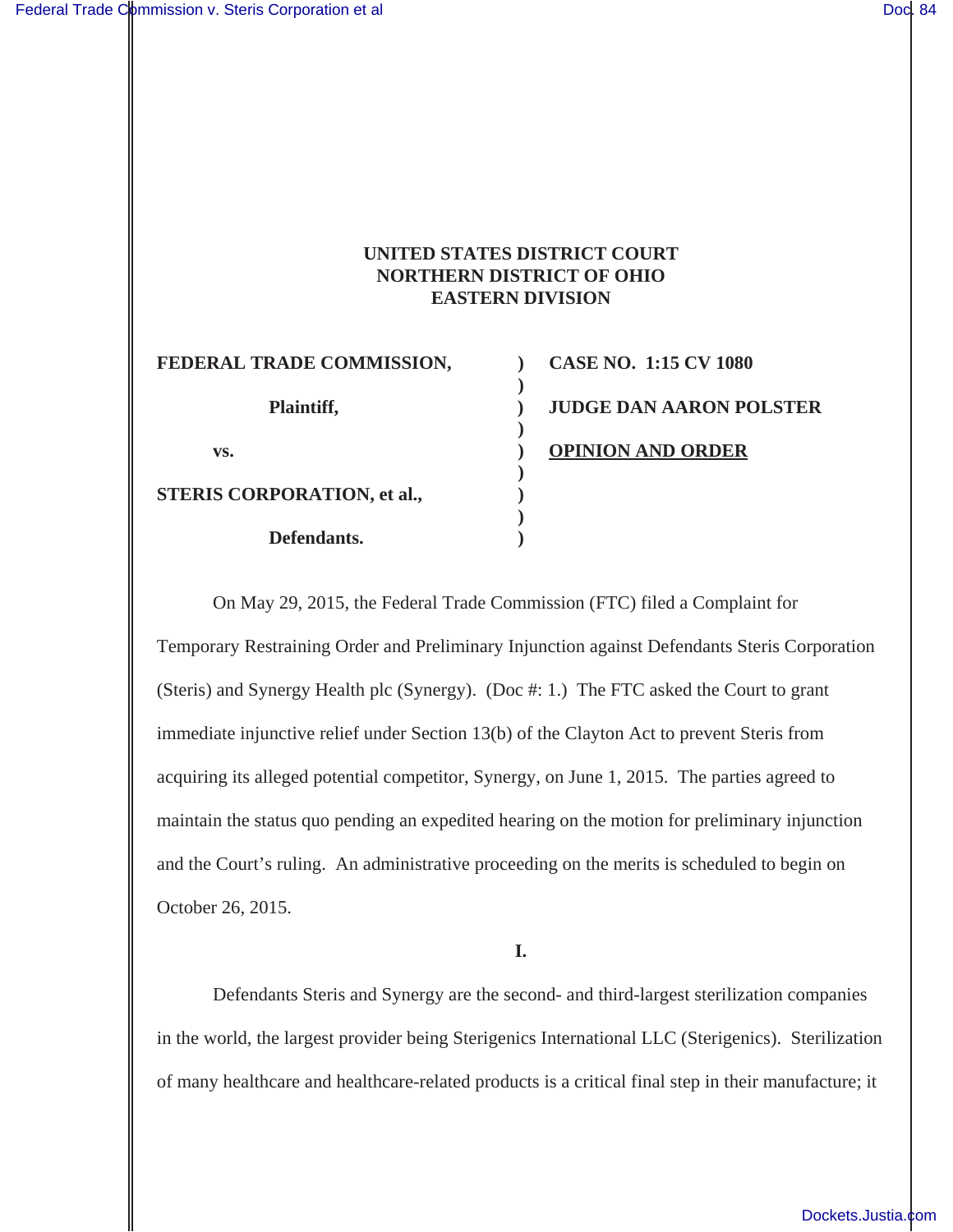**UNITED STATES DISTRICT COURT**
**NORTHERN DISTRICT OF OHIO**
**EASTERN DIVISION**

| | | |
|---|---|---|
| **FEDERAL TRADE COMMISSION,** | **)** | **CASE NO. 1:15 CV 1080** |
| | **)** | |
| **Plaintiff,** | **)** | **JUDGE DAN AARON POLSTER** |
| | **)** | |
| **vs.** | **)** | **OPINION AND ORDER** |
| | **)** | |
| **STERIS CORPORATION, et al.,** | **)** | |
| | **)** | |
| **Defendants.** | **)** | |

On May 29, 2015, the Federal Trade Commission (FTC) filed a Complaint for Temporary Restraining Order and Preliminary Injunction against Defendants Steris Corporation (Steris) and Synergy Health plc (Synergy). (Doc #: 1.) The FTC asked the Court to grant immediate injunctive relief under Section 13(b) of the Clayton Act to prevent Steris from acquiring its alleged potential competitor, Synergy, on June 1, 2015. The parties agreed to maintain the status quo pending an expedited hearing on the motion for preliminary injunction and the Court's ruling. An administrative proceeding on the merits is scheduled to begin on October 26, 2015.

**I.**

Defendants Steris and Synergy are the second- and third-largest sterilization companies in the world, the largest provider being Sterigenics International LLC (Sterigenics). Sterilization of many healthcare and healthcare-related products is a critical final step in their manufacture; it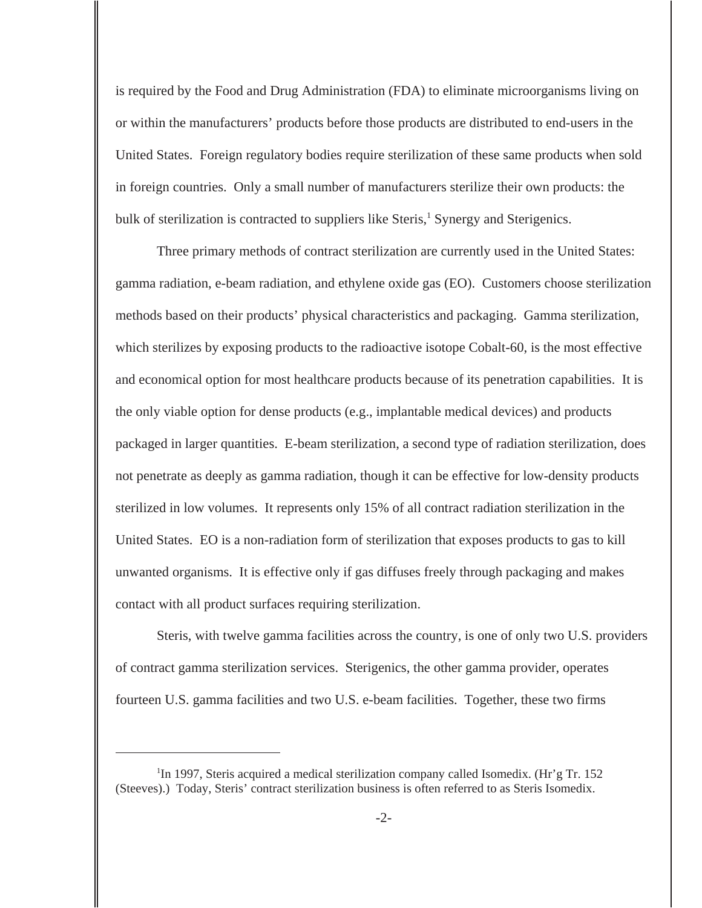is required by the Food and Drug Administration (FDA) to eliminate microorganisms living on or within the manufacturers' products before those products are distributed to end-users in the United States. Foreign regulatory bodies require sterilization of these same products when sold in foreign countries. Only a small number of manufacturers sterilize their own products: the bulk of sterilization is contracted to suppliers like Steris,[1] Synergy and Sterigenics.

Three primary methods of contract sterilization are currently used in the United States: gamma radiation, e-beam radiation, and ethylene oxide gas (EO). Customers choose sterilization methods based on their products' physical characteristics and packaging. Gamma sterilization, which sterilizes by exposing products to the radioactive isotope Cobalt-60, is the most effective and economical option for most healthcare products because of its penetration capabilities. It is the only viable option for dense products (e.g., implantable medical devices) and products packaged in larger quantities. E-beam sterilization, a second type of radiation sterilization, does not penetrate as deeply as gamma radiation, though it can be effective for low-density products sterilized in low volumes. It represents only 15% of all contract radiation sterilization in the United States. EO is a non-radiation form of sterilization that exposes products to gas to kill unwanted organisms. It is effective only if gas diffuses freely through packaging and makes contact with all product surfaces requiring sterilization.

Steris, with twelve gamma facilities across the country, is one of only two U.S. providers of contract gamma sterilization services. Sterigenics, the other gamma provider, operates fourteen U.S. gamma facilities and two U.S. e-beam facilities. Together, these two firms

---

[1] In 1997, Steris acquired a medical sterilization company called Isomedix. (Hr'g Tr. 152 (Steeves).) Today, Steris' contract sterilization business is often referred to as Steris Isomedix.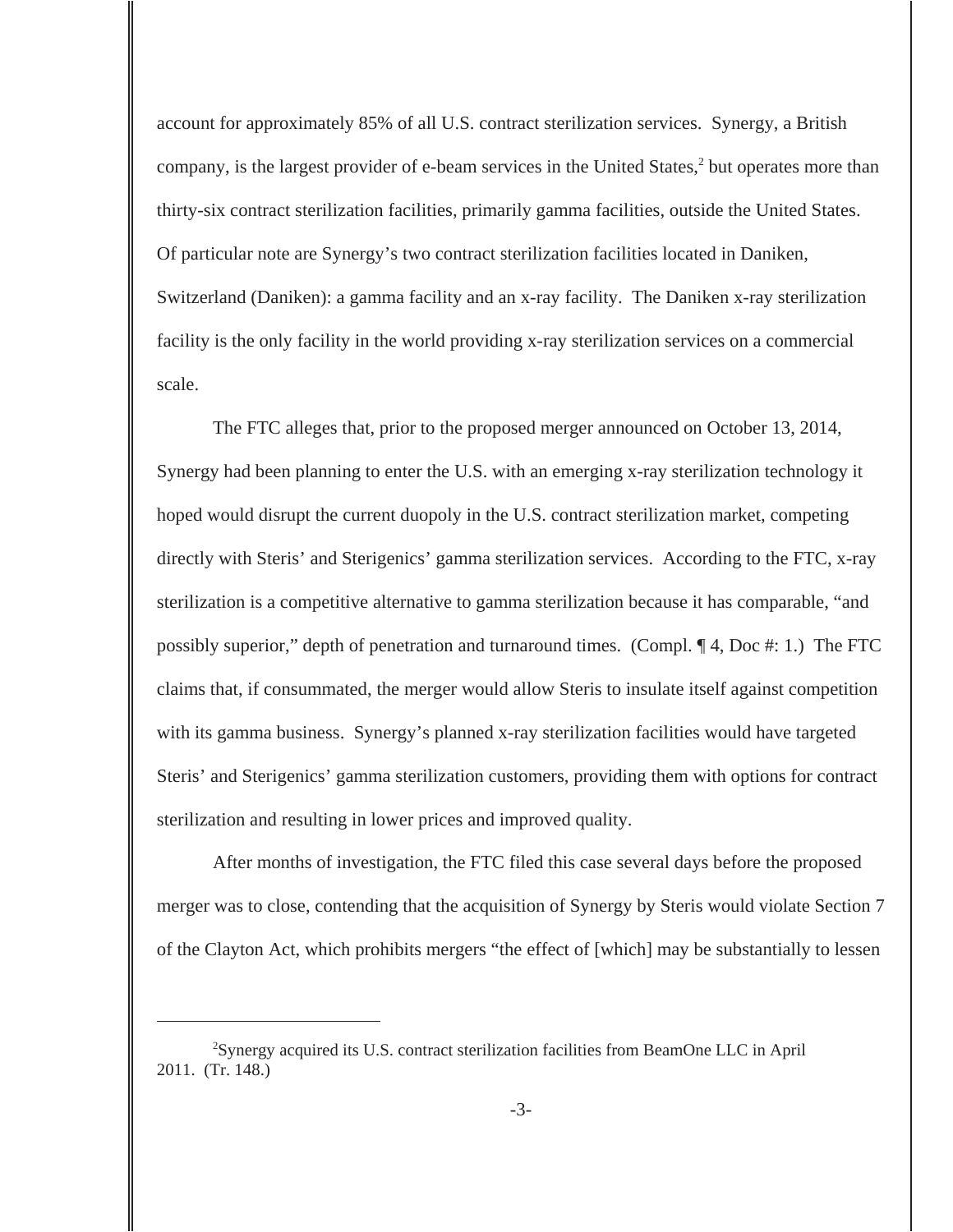account for approximately 85% of all U.S. contract sterilization services. Synergy, a British company, is the largest provider of e-beam services in the United States,[2] but operates more than thirty-six contract sterilization facilities, primarily gamma facilities, outside the United States. Of particular note are Synergy's two contract sterilization facilities located in Daniken, Switzerland (Daniken): a gamma facility and an x-ray facility. The Daniken x-ray sterilization facility is the only facility in the world providing x-ray sterilization services on a commercial scale.

The FTC alleges that, prior to the proposed merger announced on October 13, 2014, Synergy had been planning to enter the U.S. with an emerging x-ray sterilization technology it hoped would disrupt the current duopoly in the U.S. contract sterilization market, competing directly with Steris' and Sterigenics' gamma sterilization services. According to the FTC, x-ray sterilization is a competitive alternative to gamma sterilization because it has comparable, "and possibly superior," depth of penetration and turnaround times. (Compl. ¶ 4, Doc #: 1.) The FTC claims that, if consummated, the merger would allow Steris to insulate itself against competition with its gamma business. Synergy's planned x-ray sterilization facilities would have targeted Steris' and Sterigenics' gamma sterilization customers, providing them with options for contract sterilization and resulting in lower prices and improved quality.

After months of investigation, the FTC filed this case several days before the proposed merger was to close, contending that the acquisition of Synergy by Steris would violate Section 7 of the Clayton Act, which prohibits mergers "the effect of [which] may be substantially to lessen

---

[2] Synergy acquired its U.S. contract sterilization facilities from BeamOne LLC in April 2011. (Tr. 148.)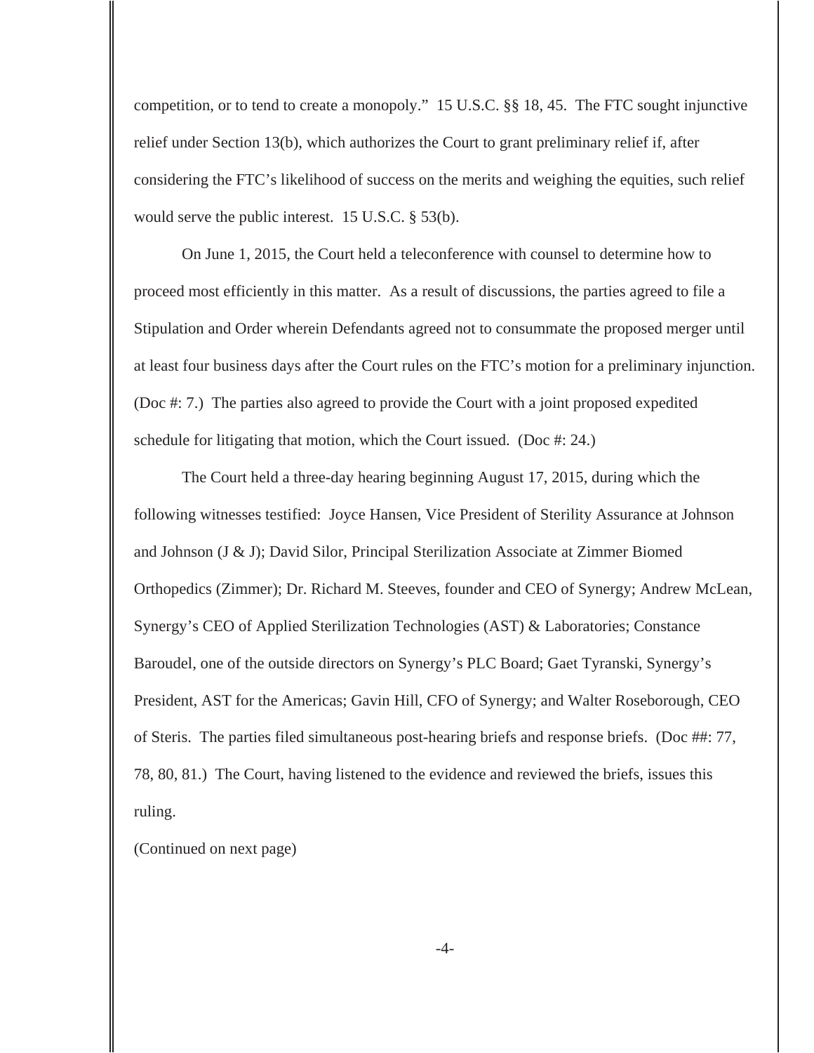competition, or to tend to create a monopoly." 15 U.S.C. §§ 18, 45. The FTC sought injunctive relief under Section 13(b), which authorizes the Court to grant preliminary relief if, after considering the FTC's likelihood of success on the merits and weighing the equities, such relief would serve the public interest. 15 U.S.C. § 53(b).

On June 1, 2015, the Court held a teleconference with counsel to determine how to proceed most efficiently in this matter. As a result of discussions, the parties agreed to file a Stipulation and Order wherein Defendants agreed not to consummate the proposed merger until at least four business days after the Court rules on the FTC's motion for a preliminary injunction. (Doc #: 7.) The parties also agreed to provide the Court with a joint proposed expedited schedule for litigating that motion, which the Court issued. (Doc #: 24.)

The Court held a three-day hearing beginning August 17, 2015, during which the following witnesses testified: Joyce Hansen, Vice President of Sterility Assurance at Johnson and Johnson (J & J); David Silor, Principal Sterilization Associate at Zimmer Biomed Orthopedics (Zimmer); Dr. Richard M. Steeves, founder and CEO of Synergy; Andrew McLean, Synergy's CEO of Applied Sterilization Technologies (AST) & Laboratories; Constance Baroudel, one of the outside directors on Synergy's PLC Board; Gaet Tyranski, Synergy's President, AST for the Americas; Gavin Hill, CFO of Synergy; and Walter Roseborough, CEO of Steris. The parties filed simultaneous post-hearing briefs and response briefs. (Doc ##: 77, 78, 80, 81.) The Court, having listened to the evidence and reviewed the briefs, issues this ruling.

(Continued on next page)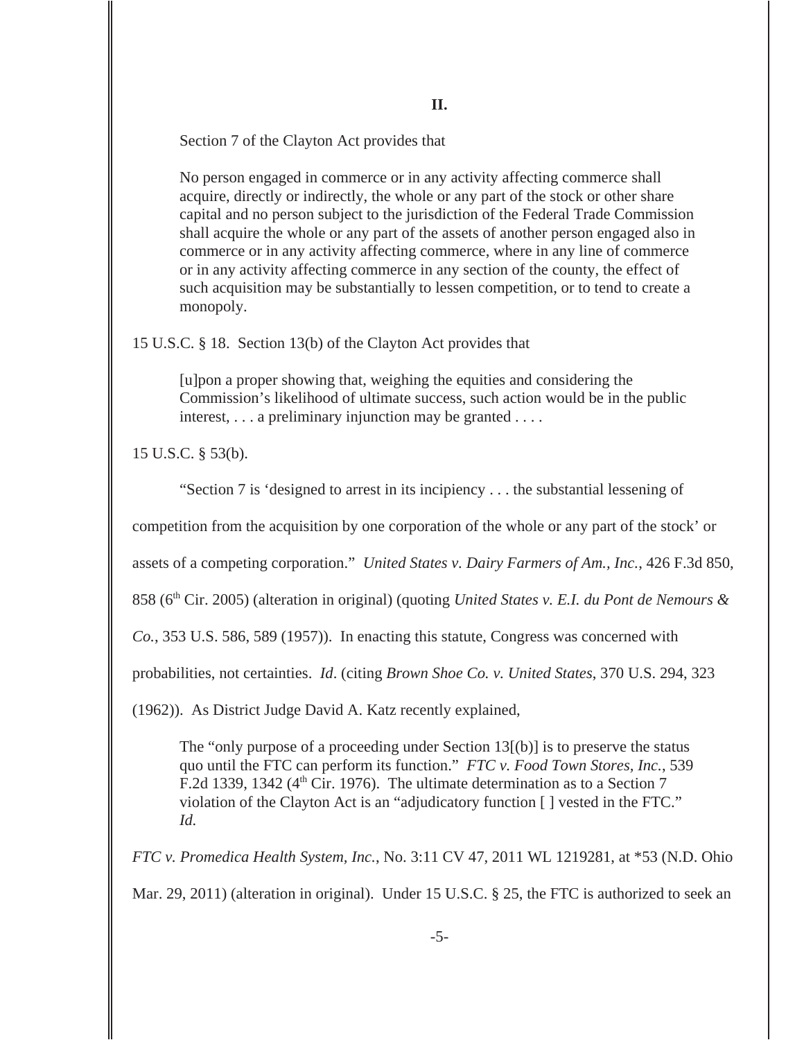## II.

Section 7 of the Clayton Act provides that

> No person engaged in commerce or in any activity affecting commerce shall acquire, directly or indirectly, the whole or any part of the stock or other share capital and no person subject to the jurisdiction of the Federal Trade Commission shall acquire the whole or any part of the assets of another person engaged also in commerce or in any activity affecting commerce, where in any line of commerce or in any activity affecting commerce in any section of the county, the effect of such acquisition may be substantially to lessen competition, or to tend to create a monopoly.

15 U.S.C. § 18. Section 13(b) of the Clayton Act provides that

> [u]pon a proper showing that, weighing the equities and considering the Commission's likelihood of ultimate success, such action would be in the public interest, . . . a preliminary injunction may be granted . . . .

15 U.S.C. § 53(b).

"Section 7 is 'designed to arrest in its incipiency . . . the substantial lessening of competition from the acquisition by one corporation of the whole or any part of the stock' or assets of a competing corporation." *United States v. Dairy Farmers of Am., Inc.*, 426 F.3d 850, 858 (6th Cir. 2005) (alteration in original) (quoting *United States v. E.I. du Pont de Nemours & Co.*, 353 U.S. 586, 589 (1957)). In enacting this statute, Congress was concerned with probabilities, not certainties. *Id*. (citing *Brown Shoe Co. v. United States*, 370 U.S. 294, 323 (1962)). As District Judge David A. Katz recently explained,

> The "only purpose of a proceeding under Section 13[(b)] is to preserve the status quo until the FTC can perform its function." *FTC v. Food Town Stores, Inc.*, 539 F.2d 1339, 1342 (4th Cir. 1976). The ultimate determination as to a Section 7 violation of the Clayton Act is an "adjudicatory function [ ] vested in the FTC." *Id.*

*FTC v. Promedica Health System, Inc.*, No. 3:11 CV 47, 2011 WL 1219281, at *53 (N.D. Ohio Mar. 29, 2011) (alteration in original). Under 15 U.S.C. § 25, the FTC is authorized to seek an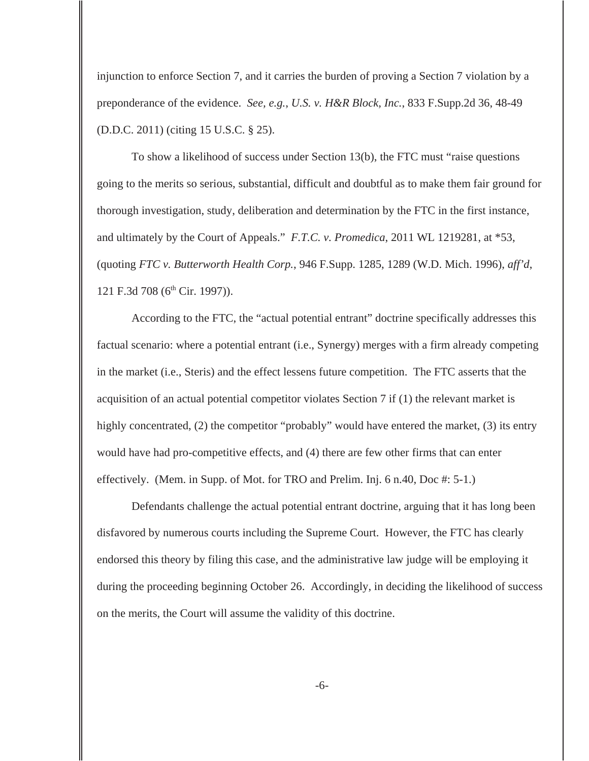injunction to enforce Section 7, and it carries the burden of proving a Section 7 violation by a preponderance of the evidence. *See, e.g.*, *U.S. v. H&R Block, Inc.*, 833 F.Supp.2d 36, 48-49 (D.D.C. 2011) (citing 15 U.S.C. § 25).

To show a likelihood of success under Section 13(b), the FTC must "raise questions going to the merits so serious, substantial, difficult and doubtful as to make them fair ground for thorough investigation, study, deliberation and determination by the FTC in the first instance, and ultimately by the Court of Appeals." *F.T.C. v. Promedica*, 2011 WL 1219281, at *53, (quoting *FTC v. Butterworth Health Corp.*, 946 F.Supp. 1285, 1289 (W.D. Mich. 1996), *aff'd*, 121 F.3d 708 (6th Cir. 1997)).

According to the FTC, the "actual potential entrant" doctrine specifically addresses this factual scenario: where a potential entrant (i.e., Synergy) merges with a firm already competing in the market (i.e., Steris) and the effect lessens future competition. The FTC asserts that the acquisition of an actual potential competitor violates Section 7 if (1) the relevant market is highly concentrated, (2) the competitor "probably" would have entered the market, (3) its entry would have had pro-competitive effects, and (4) there are few other firms that can enter effectively. (Mem. in Supp. of Mot. for TRO and Prelim. Inj. 6 n.40, Doc #: 5-1.)

Defendants challenge the actual potential entrant doctrine, arguing that it has long been disfavored by numerous courts including the Supreme Court. However, the FTC has clearly endorsed this theory by filing this case, and the administrative law judge will be employing it during the proceeding beginning October 26. Accordingly, in deciding the likelihood of success on the merits, the Court will assume the validity of this doctrine.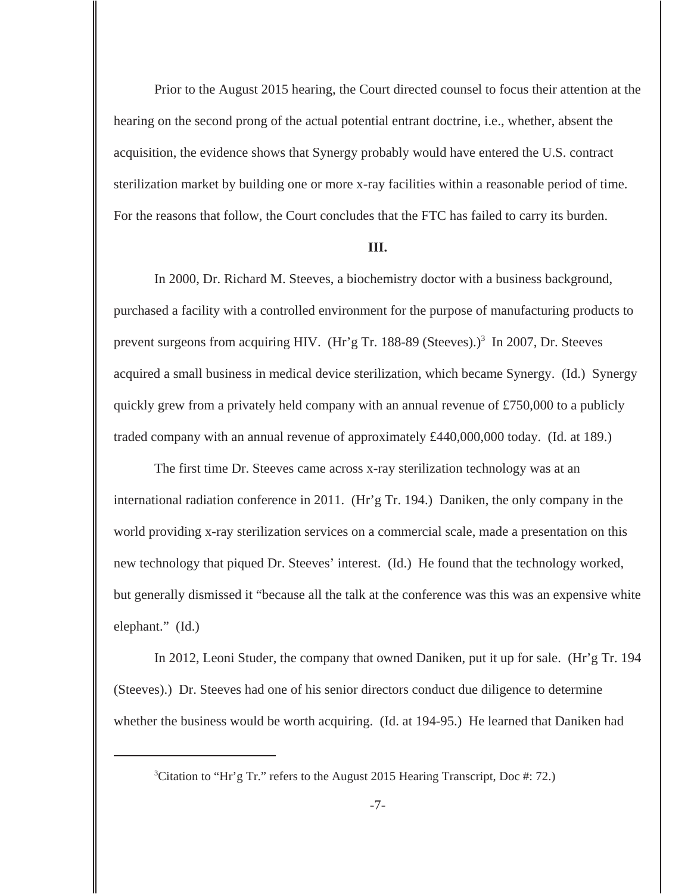Prior to the August 2015 hearing, the Court directed counsel to focus their attention at the hearing on the second prong of the actual potential entrant doctrine, i.e., whether, absent the acquisition, the evidence shows that Synergy probably would have entered the U.S. contract sterilization market by building one or more x-ray facilities within a reasonable period of time. For the reasons that follow, the Court concludes that the FTC has failed to carry its burden.

**III.**

In 2000, Dr. Richard M. Steeves, a biochemistry doctor with a business background, purchased a facility with a controlled environment for the purpose of manufacturing products to prevent surgeons from acquiring HIV. (Hr'g Tr. 188-89 (Steeves).)[3] In 2007, Dr. Steeves acquired a small business in medical device sterilization, which became Synergy. (Id.) Synergy quickly grew from a privately held company with an annual revenue of £750,000 to a publicly traded company with an annual revenue of approximately £440,000,000 today. (Id. at 189.)

The first time Dr. Steeves came across x-ray sterilization technology was at an international radiation conference in 2011. (Hr'g Tr. 194.) Daniken, the only company in the world providing x-ray sterilization services on a commercial scale, made a presentation on this new technology that piqued Dr. Steeves' interest. (Id.) He found that the technology worked, but generally dismissed it "because all the talk at the conference was this was an expensive white elephant." (Id.)

In 2012, Leoni Studer, the company that owned Daniken, put it up for sale. (Hr'g Tr. 194 (Steeves).) Dr. Steeves had one of his senior directors conduct due diligence to determine whether the business would be worth acquiring. (Id. at 194-95.) He learned that Daniken had

[3]Citation to "Hr'g Tr." refers to the August 2015 Hearing Transcript, Doc #: 72.)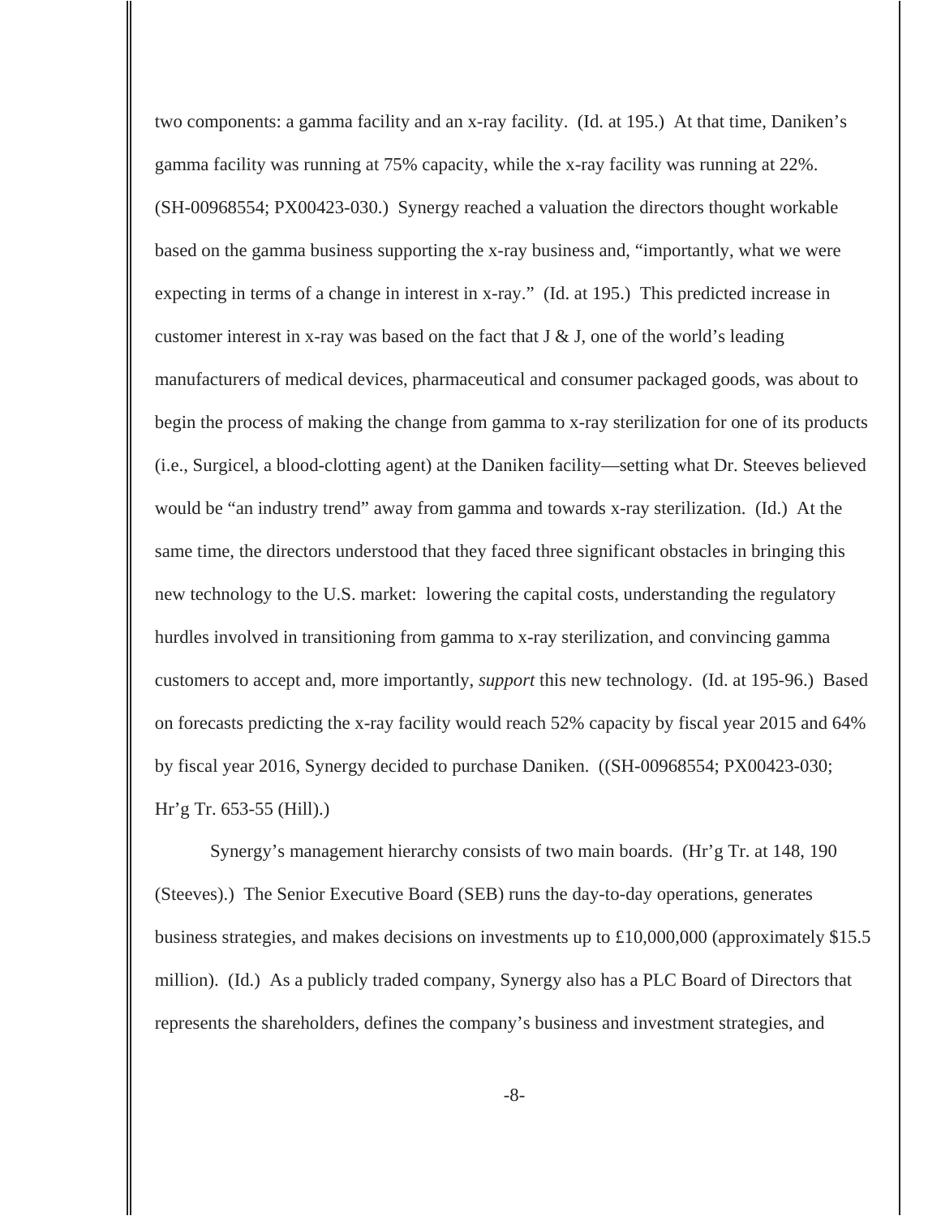two components: a gamma facility and an x-ray facility. (Id. at 195.) At that time, Daniken's gamma facility was running at 75% capacity, while the x-ray facility was running at 22%. (SH-00968554; PX00423-030.) Synergy reached a valuation the directors thought workable based on the gamma business supporting the x-ray business and, "importantly, what we were expecting in terms of a change in interest in x-ray." (Id. at 195.) This predicted increase in customer interest in x-ray was based on the fact that J & J, one of the world's leading manufacturers of medical devices, pharmaceutical and consumer packaged goods, was about to begin the process of making the change from gamma to x-ray sterilization for one of its products (i.e., Surgicel, a blood-clotting agent) at the Daniken facility—setting what Dr. Steeves believed would be "an industry trend" away from gamma and towards x-ray sterilization. (Id.) At the same time, the directors understood that they faced three significant obstacles in bringing this new technology to the U.S. market: lowering the capital costs, understanding the regulatory hurdles involved in transitioning from gamma to x-ray sterilization, and convincing gamma customers to accept and, more importantly, *support* this new technology. (Id. at 195-96.) Based on forecasts predicting the x-ray facility would reach 52% capacity by fiscal year 2015 and 64% by fiscal year 2016, Synergy decided to purchase Daniken. ((SH-00968554; PX00423-030; Hr'g Tr. 653-55 (Hill).)

Synergy's management hierarchy consists of two main boards. (Hr'g Tr. at 148, 190 (Steeves).) The Senior Executive Board (SEB) runs the day-to-day operations, generates business strategies, and makes decisions on investments up to £10,000,000 (approximately $15.5 million). (Id.) As a publicly traded company, Synergy also has a PLC Board of Directors that represents the shareholders, defines the company's business and investment strategies, and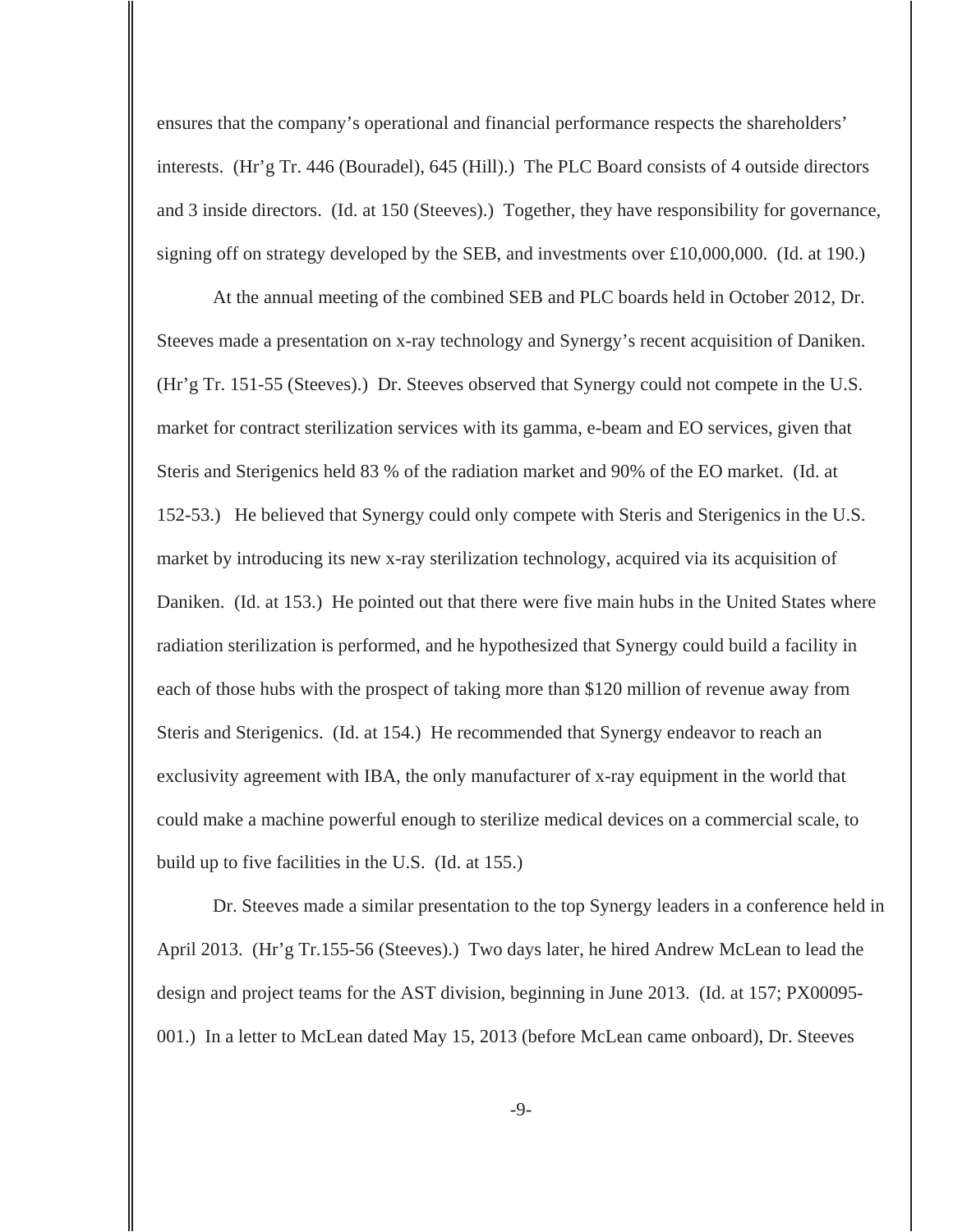ensures that the company's operational and financial performance respects the shareholders' interests. (Hr'g Tr. 446 (Bouradel), 645 (Hill).) The PLC Board consists of 4 outside directors and 3 inside directors. (Id. at 150 (Steeves).) Together, they have responsibility for governance, signing off on strategy developed by the SEB, and investments over £10,000,000. (Id. at 190.)

At the annual meeting of the combined SEB and PLC boards held in October 2012, Dr. Steeves made a presentation on x-ray technology and Synergy's recent acquisition of Daniken. (Hr'g Tr. 151-55 (Steeves).) Dr. Steeves observed that Synergy could not compete in the U.S. market for contract sterilization services with its gamma, e-beam and EO services, given that Steris and Sterigenics held 83 % of the radiation market and 90% of the EO market. (Id. at 152-53.) He believed that Synergy could only compete with Steris and Sterigenics in the U.S. market by introducing its new x-ray sterilization technology, acquired via its acquisition of Daniken. (Id. at 153.) He pointed out that there were five main hubs in the United States where radiation sterilization is performed, and he hypothesized that Synergy could build a facility in each of those hubs with the prospect of taking more than $120 million of revenue away from Steris and Sterigenics. (Id. at 154.) He recommended that Synergy endeavor to reach an exclusivity agreement with IBA, the only manufacturer of x-ray equipment in the world that could make a machine powerful enough to sterilize medical devices on a commercial scale, to build up to five facilities in the U.S. (Id. at 155.)

Dr. Steeves made a similar presentation to the top Synergy leaders in a conference held in April 2013. (Hr'g Tr.155-56 (Steeves).) Two days later, he hired Andrew McLean to lead the design and project teams for the AST division, beginning in June 2013. (Id. at 157; PX00095-001.) In a letter to McLean dated May 15, 2013 (before McLean came onboard), Dr. Steeves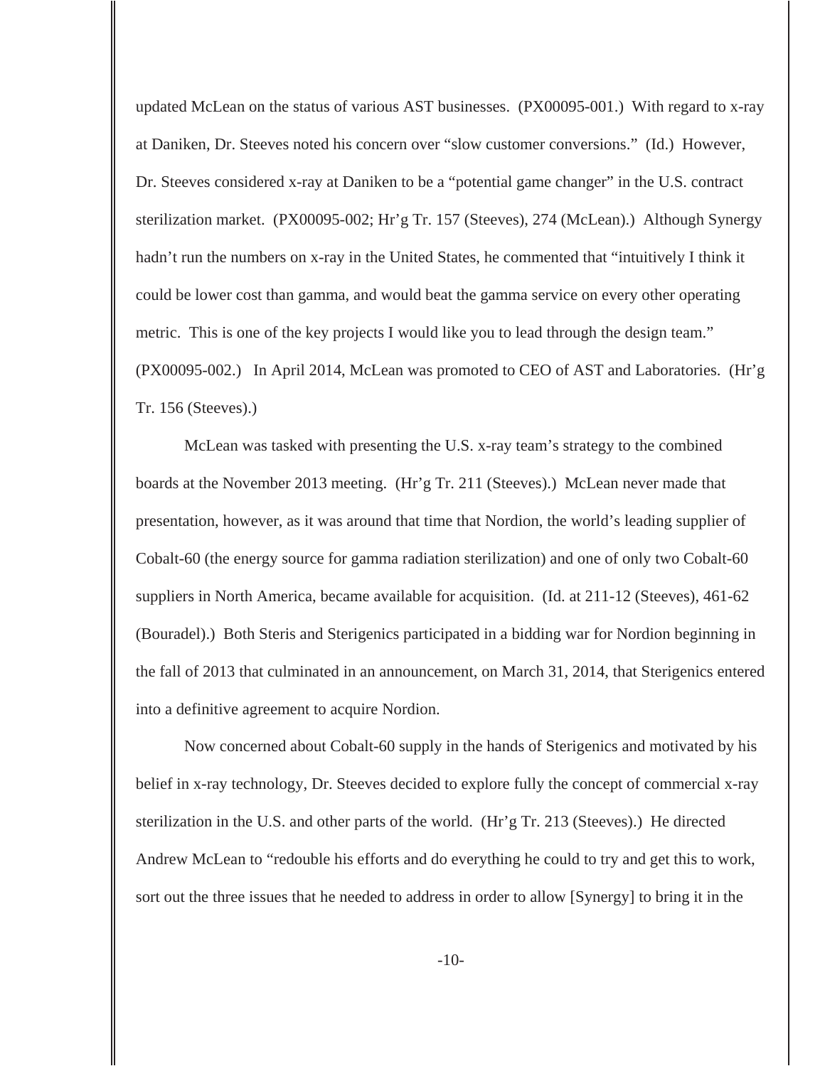updated McLean on the status of various AST businesses. (PX00095-001.) With regard to x-ray at Daniken, Dr. Steeves noted his concern over "slow customer conversions." (Id.) However, Dr. Steeves considered x-ray at Daniken to be a "potential game changer" in the U.S. contract sterilization market. (PX00095-002; Hr'g Tr. 157 (Steeves), 274 (McLean).) Although Synergy hadn't run the numbers on x-ray in the United States, he commented that "intuitively I think it could be lower cost than gamma, and would beat the gamma service on every other operating metric. This is one of the key projects I would like you to lead through the design team." (PX00095-002.) In April 2014, McLean was promoted to CEO of AST and Laboratories. (Hr'g Tr. 156 (Steeves).)

McLean was tasked with presenting the U.S. x-ray team's strategy to the combined boards at the November 2013 meeting. (Hr'g Tr. 211 (Steeves).) McLean never made that presentation, however, as it was around that time that Nordion, the world's leading supplier of Cobalt-60 (the energy source for gamma radiation sterilization) and one of only two Cobalt-60 suppliers in North America, became available for acquisition. (Id. at 211-12 (Steeves), 461-62 (Bouradel).) Both Steris and Sterigenics participated in a bidding war for Nordion beginning in the fall of 2013 that culminated in an announcement, on March 31, 2014, that Sterigenics entered into a definitive agreement to acquire Nordion.

Now concerned about Cobalt-60 supply in the hands of Sterigenics and motivated by his belief in x-ray technology, Dr. Steeves decided to explore fully the concept of commercial x-ray sterilization in the U.S. and other parts of the world. (Hr'g Tr. 213 (Steeves).) He directed Andrew McLean to "redouble his efforts and do everything he could to try and get this to work, sort out the three issues that he needed to address in order to allow [Synergy] to bring it in the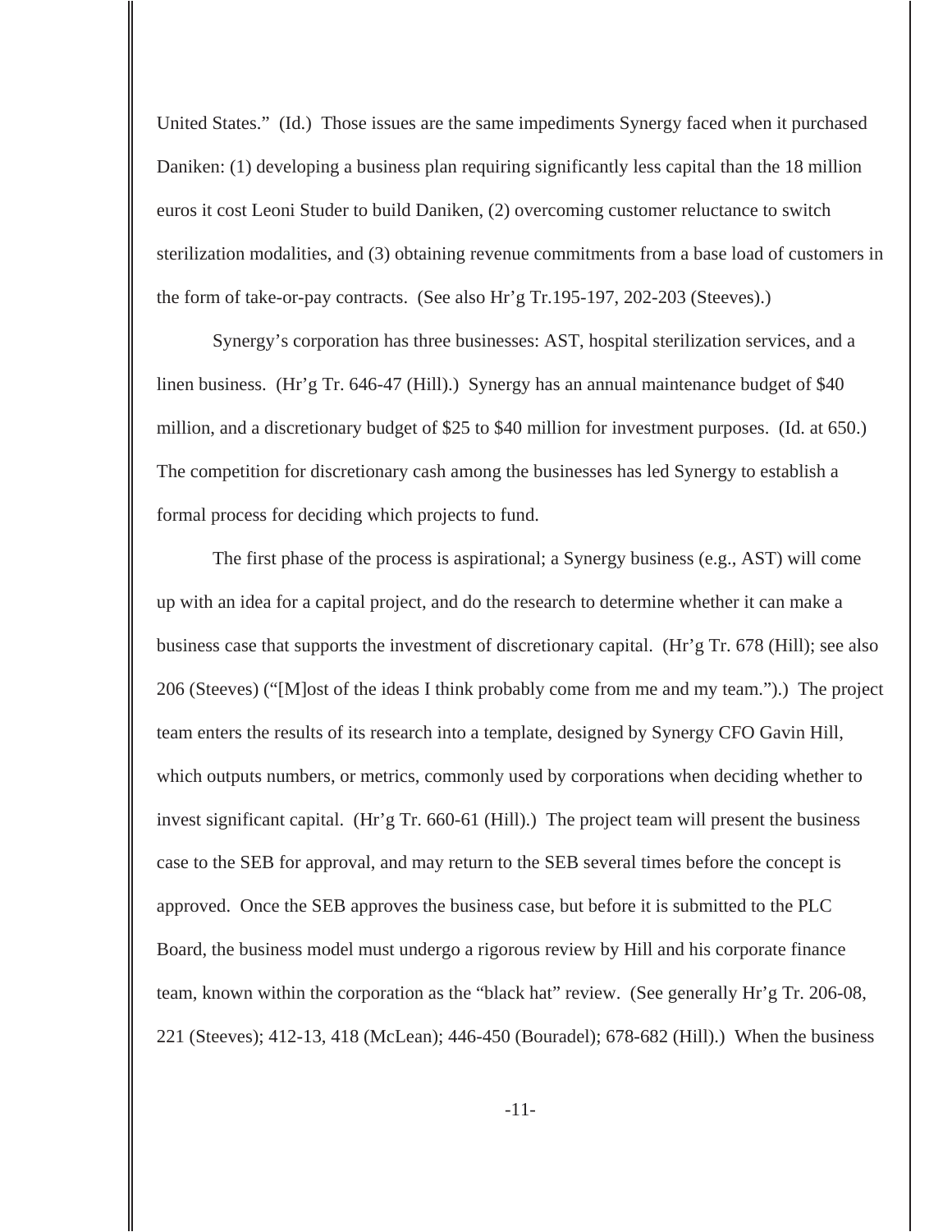United States." (Id.) Those issues are the same impediments Synergy faced when it purchased Daniken: (1) developing a business plan requiring significantly less capital than the 18 million euros it cost Leoni Studer to build Daniken, (2) overcoming customer reluctance to switch sterilization modalities, and (3) obtaining revenue commitments from a base load of customers in the form of take-or-pay contracts. (See also Hr'g Tr.195-197, 202-203 (Steeves).)

Synergy's corporation has three businesses: AST, hospital sterilization services, and a linen business. (Hr'g Tr. 646-47 (Hill).) Synergy has an annual maintenance budget of $40 million, and a discretionary budget of $25 to $40 million for investment purposes. (Id. at 650.) The competition for discretionary cash among the businesses has led Synergy to establish a formal process for deciding which projects to fund.

The first phase of the process is aspirational; a Synergy business (e.g., AST) will come up with an idea for a capital project, and do the research to determine whether it can make a business case that supports the investment of discretionary capital. (Hr'g Tr. 678 (Hill); see also 206 (Steeves) ("[M]ost of the ideas I think probably come from me and my team.").) The project team enters the results of its research into a template, designed by Synergy CFO Gavin Hill, which outputs numbers, or metrics, commonly used by corporations when deciding whether to invest significant capital. (Hr'g Tr. 660-61 (Hill).) The project team will present the business case to the SEB for approval, and may return to the SEB several times before the concept is approved. Once the SEB approves the business case, but before it is submitted to the PLC Board, the business model must undergo a rigorous review by Hill and his corporate finance team, known within the corporation as the "black hat" review. (See generally Hr'g Tr. 206-08, 221 (Steeves); 412-13, 418 (McLean); 446-450 (Bouradel); 678-682 (Hill).) When the business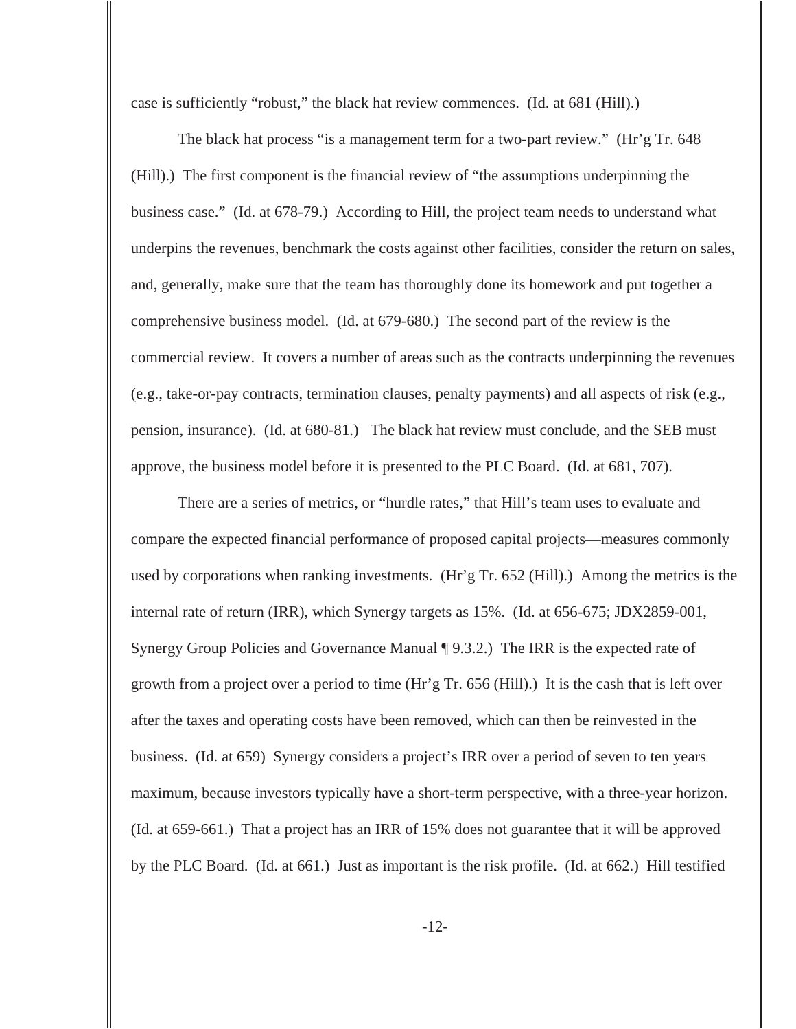case is sufficiently "robust," the black hat review commences. (Id. at 681 (Hill).)

The black hat process "is a management term for a two-part review." (Hr'g Tr. 648 (Hill).) The first component is the financial review of "the assumptions underpinning the business case." (Id. at 678-79.) According to Hill, the project team needs to understand what underpins the revenues, benchmark the costs against other facilities, consider the return on sales, and, generally, make sure that the team has thoroughly done its homework and put together a comprehensive business model. (Id. at 679-680.) The second part of the review is the commercial review. It covers a number of areas such as the contracts underpinning the revenues (e.g., take-or-pay contracts, termination clauses, penalty payments) and all aspects of risk (e.g., pension, insurance). (Id. at 680-81.) The black hat review must conclude, and the SEB must approve, the business model before it is presented to the PLC Board. (Id. at 681, 707).

There are a series of metrics, or "hurdle rates," that Hill's team uses to evaluate and compare the expected financial performance of proposed capital projects—measures commonly used by corporations when ranking investments. (Hr'g Tr. 652 (Hill).) Among the metrics is the internal rate of return (IRR), which Synergy targets as 15%. (Id. at 656-675; JDX2859-001, Synergy Group Policies and Governance Manual ¶ 9.3.2.) The IRR is the expected rate of growth from a project over a period to time (Hr'g Tr. 656 (Hill).) It is the cash that is left over after the taxes and operating costs have been removed, which can then be reinvested in the business. (Id. at 659) Synergy considers a project's IRR over a period of seven to ten years maximum, because investors typically have a short-term perspective, with a three-year horizon. (Id. at 659-661.) That a project has an IRR of 15% does not guarantee that it will be approved by the PLC Board. (Id. at 661.) Just as important is the risk profile. (Id. at 662.) Hill testified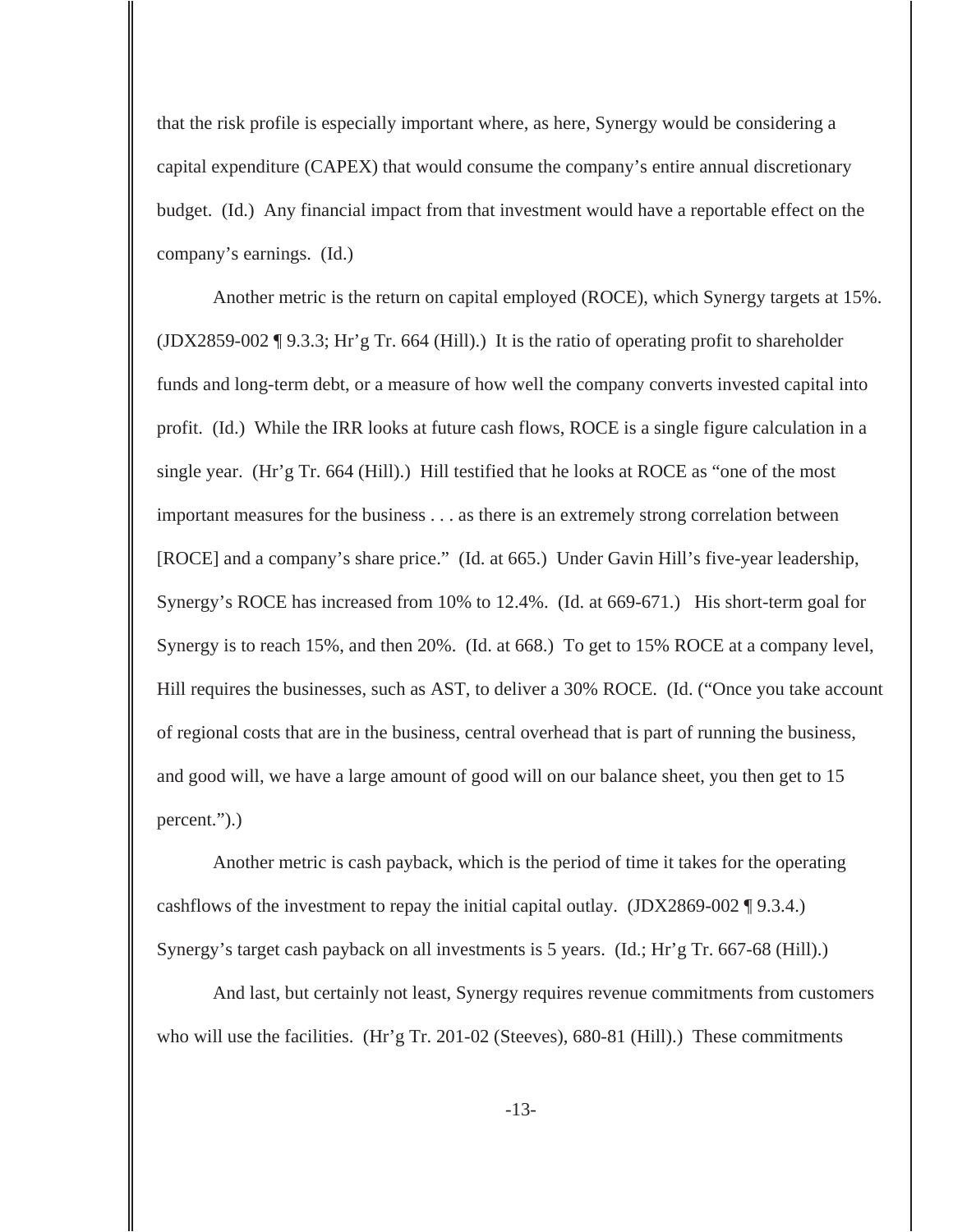that the risk profile is especially important where, as here, Synergy would be considering a capital expenditure (CAPEX) that would consume the company's entire annual discretionary budget. (Id.) Any financial impact from that investment would have a reportable effect on the company's earnings. (Id.)

Another metric is the return on capital employed (ROCE), which Synergy targets at 15%. (JDX2859-002 ¶ 9.3.3; Hr'g Tr. 664 (Hill).) It is the ratio of operating profit to shareholder funds and long-term debt, or a measure of how well the company converts invested capital into profit. (Id.) While the IRR looks at future cash flows, ROCE is a single figure calculation in a single year. (Hr'g Tr. 664 (Hill).) Hill testified that he looks at ROCE as "one of the most important measures for the business . . . as there is an extremely strong correlation between [ROCE] and a company's share price." (Id. at 665.) Under Gavin Hill's five-year leadership, Synergy's ROCE has increased from 10% to 12.4%. (Id. at 669-671.) His short-term goal for Synergy is to reach 15%, and then 20%. (Id. at 668.) To get to 15% ROCE at a company level, Hill requires the businesses, such as AST, to deliver a 30% ROCE. (Id. ("Once you take account of regional costs that are in the business, central overhead that is part of running the business, and good will, we have a large amount of good will on our balance sheet, you then get to 15 percent.").)

Another metric is cash payback, which is the period of time it takes for the operating cashflows of the investment to repay the initial capital outlay. (JDX2869-002 ¶ 9.3.4.) Synergy's target cash payback on all investments is 5 years. (Id.; Hr'g Tr. 667-68 (Hill).)

And last, but certainly not least, Synergy requires revenue commitments from customers who will use the facilities. (Hr'g Tr. 201-02 (Steeves), 680-81 (Hill).) These commitments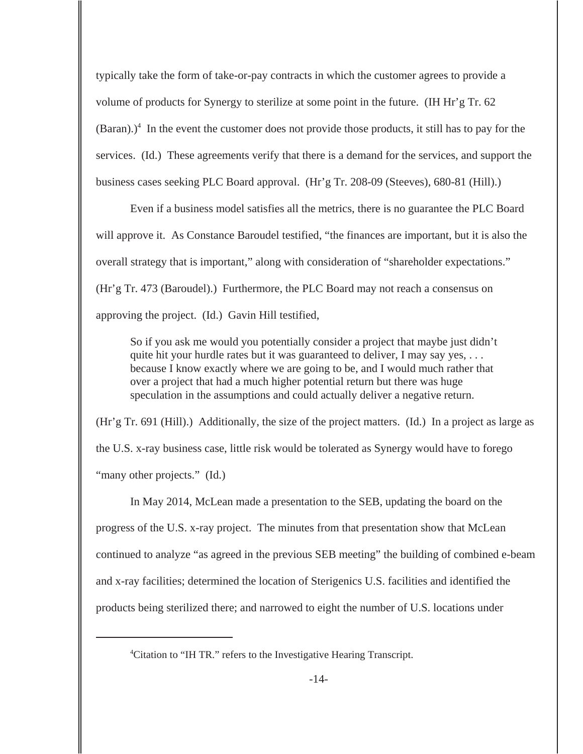typically take the form of take-or-pay contracts in which the customer agrees to provide a volume of products for Synergy to sterilize at some point in the future. (IH Hr'g Tr. 62 (Baran).)[4] In the event the customer does not provide those products, it still has to pay for the services. (Id.) These agreements verify that there is a demand for the services, and support the business cases seeking PLC Board approval. (Hr'g Tr. 208-09 (Steeves), 680-81 (Hill).)

Even if a business model satisfies all the metrics, there is no guarantee the PLC Board will approve it. As Constance Baroudel testified, "the finances are important, but it is also the overall strategy that is important," along with consideration of "shareholder expectations." (Hr'g Tr. 473 (Baroudel).) Furthermore, the PLC Board may not reach a consensus on approving the project. (Id.) Gavin Hill testified,

> So if you ask me would you potentially consider a project that maybe just didn't quite hit your hurdle rates but it was guaranteed to deliver, I may say yes, . . . because I know exactly where we are going to be, and I would much rather that over a project that had a much higher potential return but there was huge speculation in the assumptions and could actually deliver a negative return.

(Hr'g Tr. 691 (Hill).) Additionally, the size of the project matters. (Id.) In a project as large as the U.S. x-ray business case, little risk would be tolerated as Synergy would have to forego "many other projects." (Id.)

In May 2014, McLean made a presentation to the SEB, updating the board on the progress of the U.S. x-ray project. The minutes from that presentation show that McLean continued to analyze "as agreed in the previous SEB meeting" the building of combined e-beam and x-ray facilities; determined the location of Sterigenics U.S. facilities and identified the products being sterilized there; and narrowed to eight the number of U.S. locations under

---

[4]Citation to "IH TR." refers to the Investigative Hearing Transcript.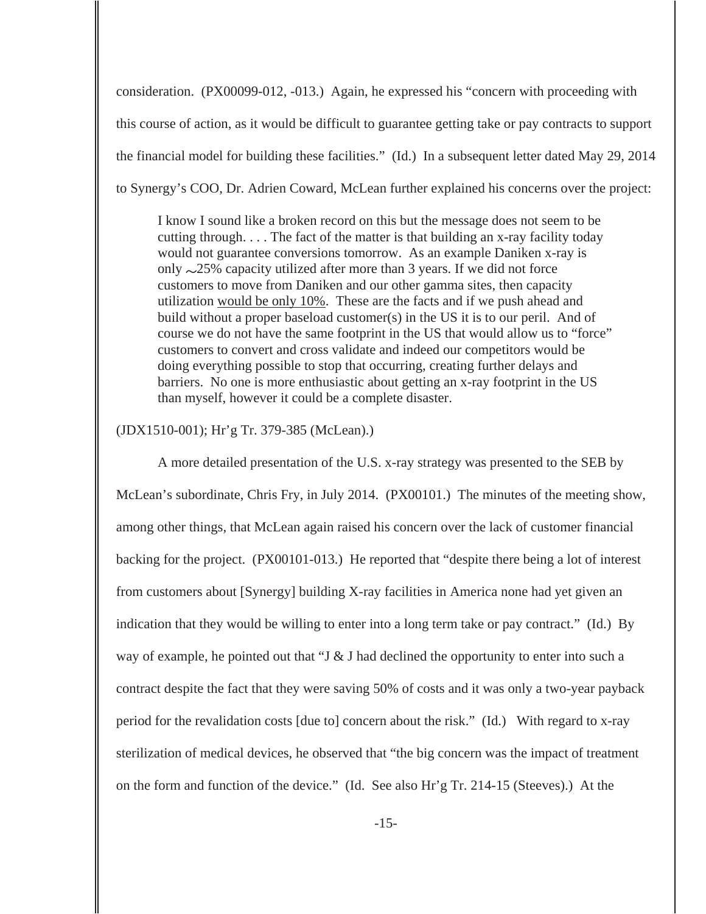consideration. (PX00099-012, -013.) Again, he expressed his "concern with proceeding with this course of action, as it would be difficult to guarantee getting take or pay contracts to support the financial model for building these facilities." (Id.) In a subsequent letter dated May 29, 2014 to Synergy's COO, Dr. Adrien Coward, McLean further explained his concerns over the project:

> I know I sound like a broken record on this but the message does not seem to be cutting through. . . . The fact of the matter is that building an x-ray facility today would not guarantee conversions tomorrow. As an example Daniken x-ray is only ~25% capacity utilized after more than 3 years. If we did not force customers to move from Daniken and our other gamma sites, then capacity utilization <u>would be only 10%</u>. These are the facts and if we push ahead and build without a proper baseload customer(s) in the US it is to our peril. And of course we do not have the same footprint in the US that would allow us to "force" customers to convert and cross validate and indeed our competitors would be doing everything possible to stop that occurring, creating further delays and barriers. No one is more enthusiastic about getting an x-ray footprint in the US than myself, however it could be a complete disaster.

(JDX1510-001); Hr'g Tr. 379-385 (McLean).)

A more detailed presentation of the U.S. x-ray strategy was presented to the SEB by McLean's subordinate, Chris Fry, in July 2014. (PX00101.) The minutes of the meeting show, among other things, that McLean again raised his concern over the lack of customer financial backing for the project. (PX00101-013.) He reported that "despite there being a lot of interest from customers about [Synergy] building X-ray facilities in America none had yet given an indication that they would be willing to enter into a long term take or pay contract." (Id.) By way of example, he pointed out that "J & J had declined the opportunity to enter into such a contract despite the fact that they were saving 50% of costs and it was only a two-year payback period for the revalidation costs [due to] concern about the risk." (Id.) With regard to x-ray sterilization of medical devices, he observed that "the big concern was the impact of treatment on the form and function of the device." (Id. See also Hr'g Tr. 214-15 (Steeves).) At the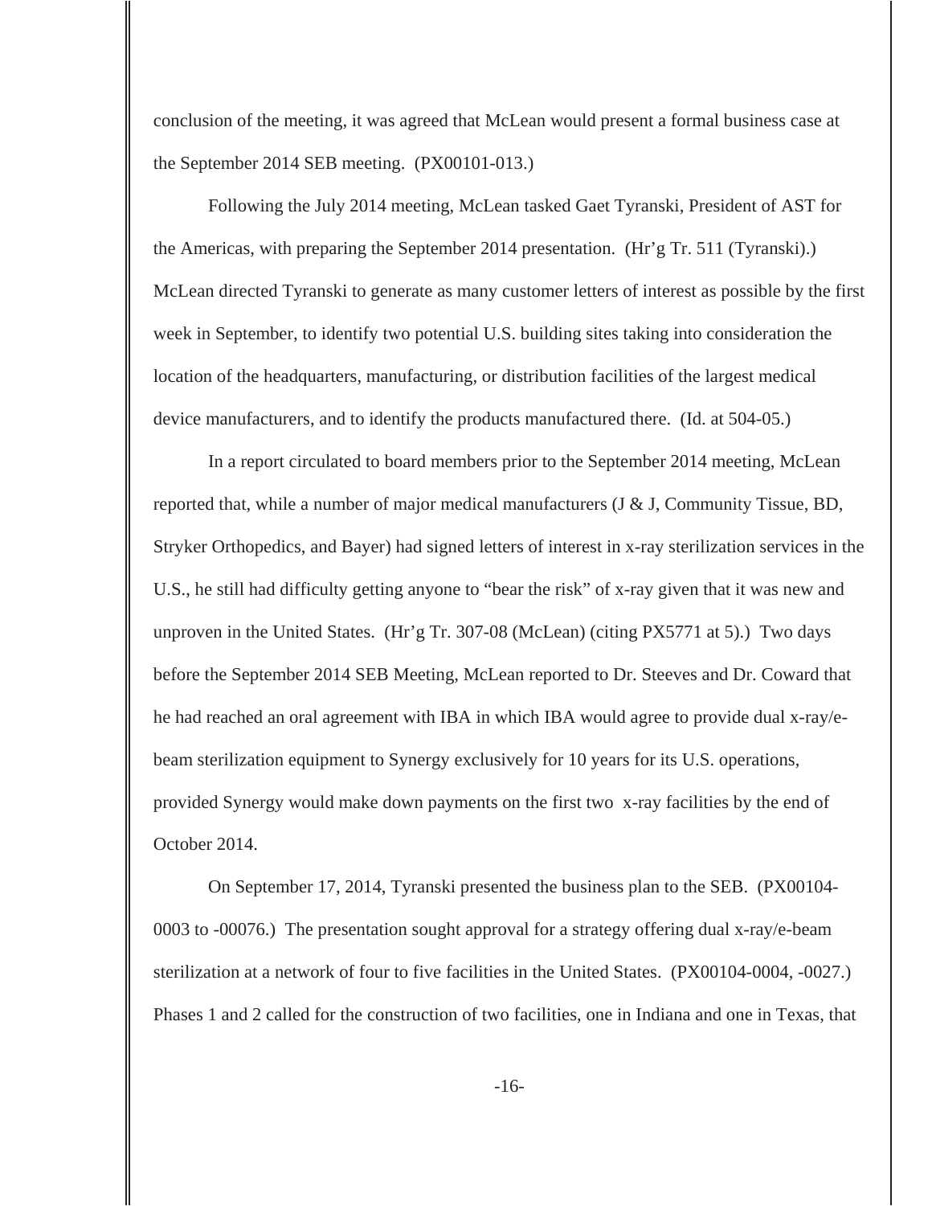conclusion of the meeting, it was agreed that McLean would present a formal business case at the September 2014 SEB meeting. (PX00101-013.)

Following the July 2014 meeting, McLean tasked Gaet Tyranski, President of AST for the Americas, with preparing the September 2014 presentation. (Hr'g Tr. 511 (Tyranski).) McLean directed Tyranski to generate as many customer letters of interest as possible by the first week in September, to identify two potential U.S. building sites taking into consideration the location of the headquarters, manufacturing, or distribution facilities of the largest medical device manufacturers, and to identify the products manufactured there. (Id. at 504-05.)

In a report circulated to board members prior to the September 2014 meeting, McLean reported that, while a number of major medical manufacturers (J & J, Community Tissue, BD, Stryker Orthopedics, and Bayer) had signed letters of interest in x-ray sterilization services in the U.S., he still had difficulty getting anyone to "bear the risk" of x-ray given that it was new and unproven in the United States. (Hr'g Tr. 307-08 (McLean) (citing PX5771 at 5).) Two days before the September 2014 SEB Meeting, McLean reported to Dr. Steeves and Dr. Coward that he had reached an oral agreement with IBA in which IBA would agree to provide dual x-ray/e-beam sterilization equipment to Synergy exclusively for 10 years for its U.S. operations, provided Synergy would make down payments on the first two x-ray facilities by the end of October 2014.

On September 17, 2014, Tyranski presented the business plan to the SEB. (PX00104-0003 to -00076.) The presentation sought approval for a strategy offering dual x-ray/e-beam sterilization at a network of four to five facilities in the United States. (PX00104-0004, -0027.) Phases 1 and 2 called for the construction of two facilities, one in Indiana and one in Texas, that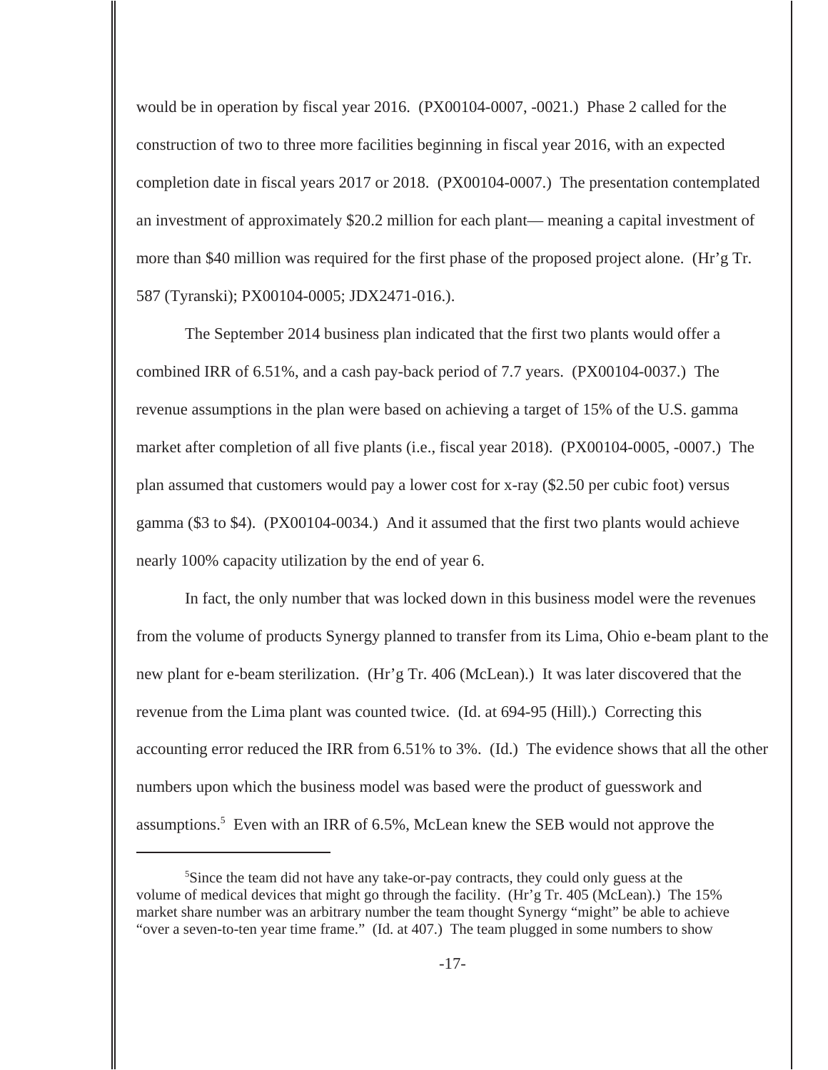would be in operation by fiscal year 2016. (PX00104-0007, -0021.) Phase 2 called for the construction of two to three more facilities beginning in fiscal year 2016, with an expected completion date in fiscal years 2017 or 2018. (PX00104-0007.) The presentation contemplated an investment of approximately $20.2 million for each plant— meaning a capital investment of more than $40 million was required for the first phase of the proposed project alone. (Hr'g Tr. 587 (Tyranski); PX00104-0005; JDX2471-016.).

The September 2014 business plan indicated that the first two plants would offer a combined IRR of 6.51%, and a cash pay-back period of 7.7 years. (PX00104-0037.) The revenue assumptions in the plan were based on achieving a target of 15% of the U.S. gamma market after completion of all five plants (i.e., fiscal year 2018). (PX00104-0005, -0007.) The plan assumed that customers would pay a lower cost for x-ray ($2.50 per cubic foot) versus gamma ($3 to $4). (PX00104-0034.) And it assumed that the first two plants would achieve nearly 100% capacity utilization by the end of year 6.

In fact, the only number that was locked down in this business model were the revenues from the volume of products Synergy planned to transfer from its Lima, Ohio e-beam plant to the new plant for e-beam sterilization. (Hr'g Tr. 406 (McLean).) It was later discovered that the revenue from the Lima plant was counted twice. (Id. at 694-95 (Hill).) Correcting this accounting error reduced the IRR from 6.51% to 3%. (Id.) The evidence shows that all the other numbers upon which the business model was based were the product of guesswork and assumptions.[5] Even with an IRR of 6.5%, McLean knew the SEB would not approve the

[5]Since the team did not have any take-or-pay contracts, they could only guess at the volume of medical devices that might go through the facility. (Hr'g Tr. 405 (McLean).) The 15% market share number was an arbitrary number the team thought Synergy "might" be able to achieve "over a seven-to-ten year time frame." (Id. at 407.) The team plugged in some numbers to show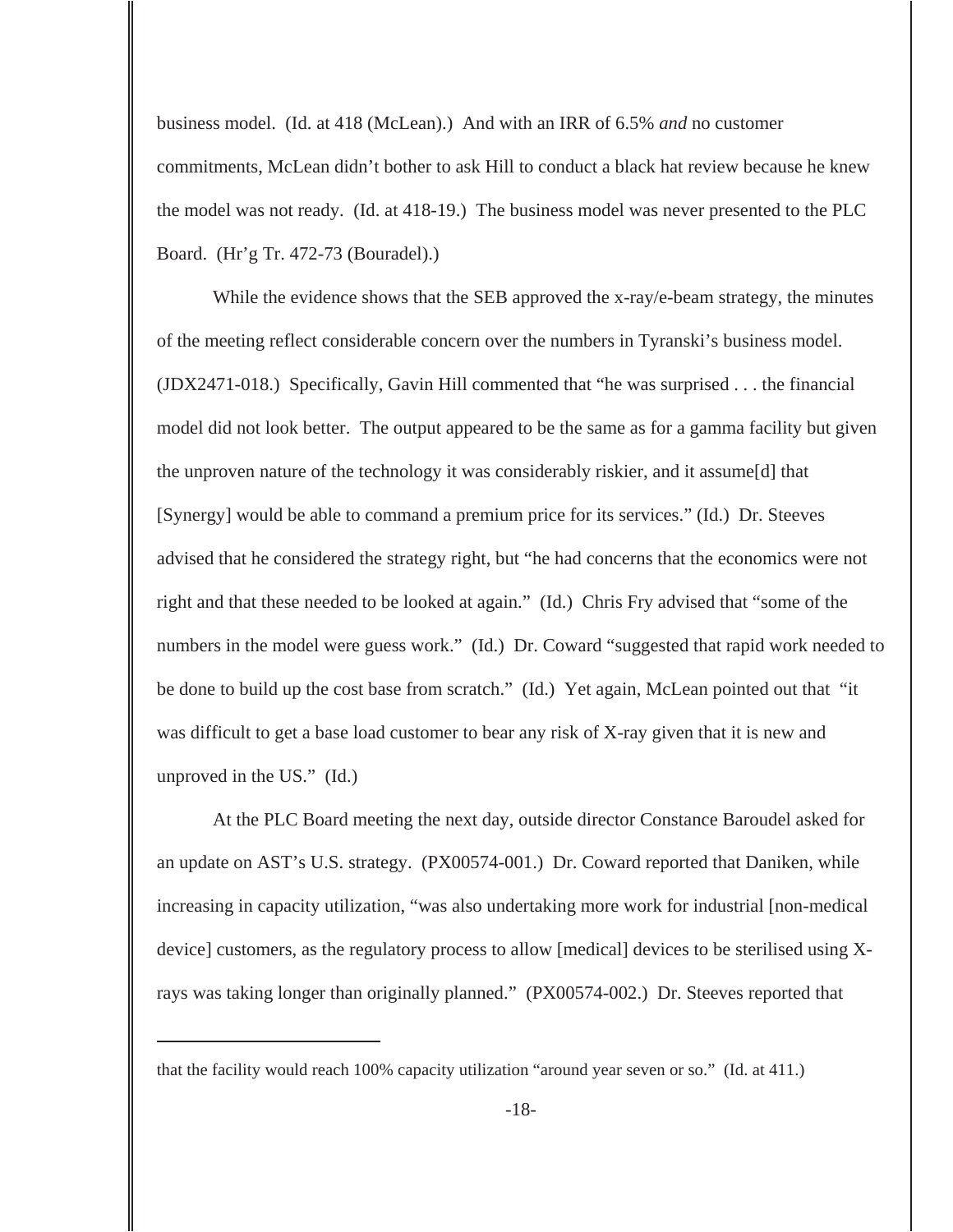business model. (Id. at 418 (McLean).) And with an IRR of 6.5% *and* no customer commitments, McLean didn't bother to ask Hill to conduct a black hat review because he knew the model was not ready. (Id. at 418-19.) The business model was never presented to the PLC Board. (Hr'g Tr. 472-73 (Bouradel).)

While the evidence shows that the SEB approved the x-ray/e-beam strategy, the minutes of the meeting reflect considerable concern over the numbers in Tyranski's business model. (JDX2471-018.) Specifically, Gavin Hill commented that "he was surprised . . . the financial model did not look better. The output appeared to be the same as for a gamma facility but given the unproven nature of the technology it was considerably riskier, and it assume[d] that [Synergy] would be able to command a premium price for its services." (Id.) Dr. Steeves advised that he considered the strategy right, but "he had concerns that the economics were not right and that these needed to be looked at again." (Id.) Chris Fry advised that "some of the numbers in the model were guess work." (Id.) Dr. Coward "suggested that rapid work needed to be done to build up the cost base from scratch." (Id.) Yet again, McLean pointed out that "it was difficult to get a base load customer to bear any risk of X-ray given that it is new and unproved in the US." (Id.)

At the PLC Board meeting the next day, outside director Constance Baroudel asked for an update on AST's U.S. strategy. (PX00574-001.) Dr. Coward reported that Daniken, while increasing in capacity utilization, "was also undertaking more work for industrial [non-medical device] customers, as the regulatory process to allow [medical] devices to be sterilised using X-rays was taking longer than originally planned." (PX00574-002.) Dr. Steeves reported that

---

that the facility would reach 100% capacity utilization "around year seven or so." (Id. at 411.)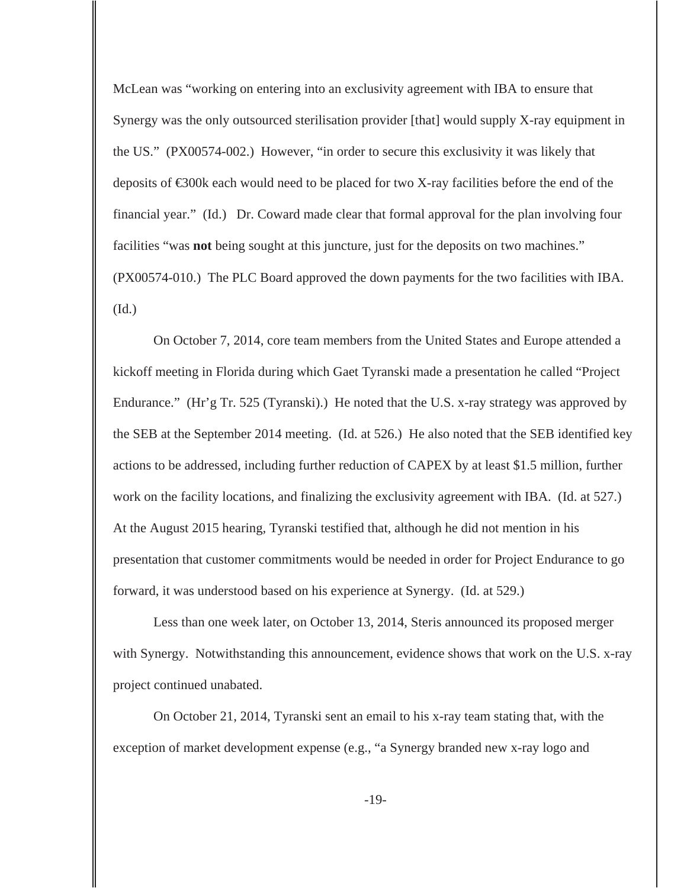McLean was "working on entering into an exclusivity agreement with IBA to ensure that Synergy was the only outsourced sterilisation provider [that] would supply X-ray equipment in the US." (PX00574-002.) However, "in order to secure this exclusivity it was likely that deposits of €300k each would need to be placed for two X-ray facilities before the end of the financial year." (Id.) Dr. Coward made clear that formal approval for the plan involving four facilities "was **not** being sought at this juncture, just for the deposits on two machines." (PX00574-010.) The PLC Board approved the down payments for the two facilities with IBA. (Id.)

On October 7, 2014, core team members from the United States and Europe attended a kickoff meeting in Florida during which Gaet Tyranski made a presentation he called "Project Endurance." (Hr'g Tr. 525 (Tyranski).) He noted that the U.S. x-ray strategy was approved by the SEB at the September 2014 meeting. (Id. at 526.) He also noted that the SEB identified key actions to be addressed, including further reduction of CAPEX by at least $1.5 million, further work on the facility locations, and finalizing the exclusivity agreement with IBA. (Id. at 527.) At the August 2015 hearing, Tyranski testified that, although he did not mention in his presentation that customer commitments would be needed in order for Project Endurance to go forward, it was understood based on his experience at Synergy. (Id. at 529.)

Less than one week later, on October 13, 2014, Steris announced its proposed merger with Synergy. Notwithstanding this announcement, evidence shows that work on the U.S. x-ray project continued unabated.

On October 21, 2014, Tyranski sent an email to his x-ray team stating that, with the exception of market development expense (e.g., "a Synergy branded new x-ray logo and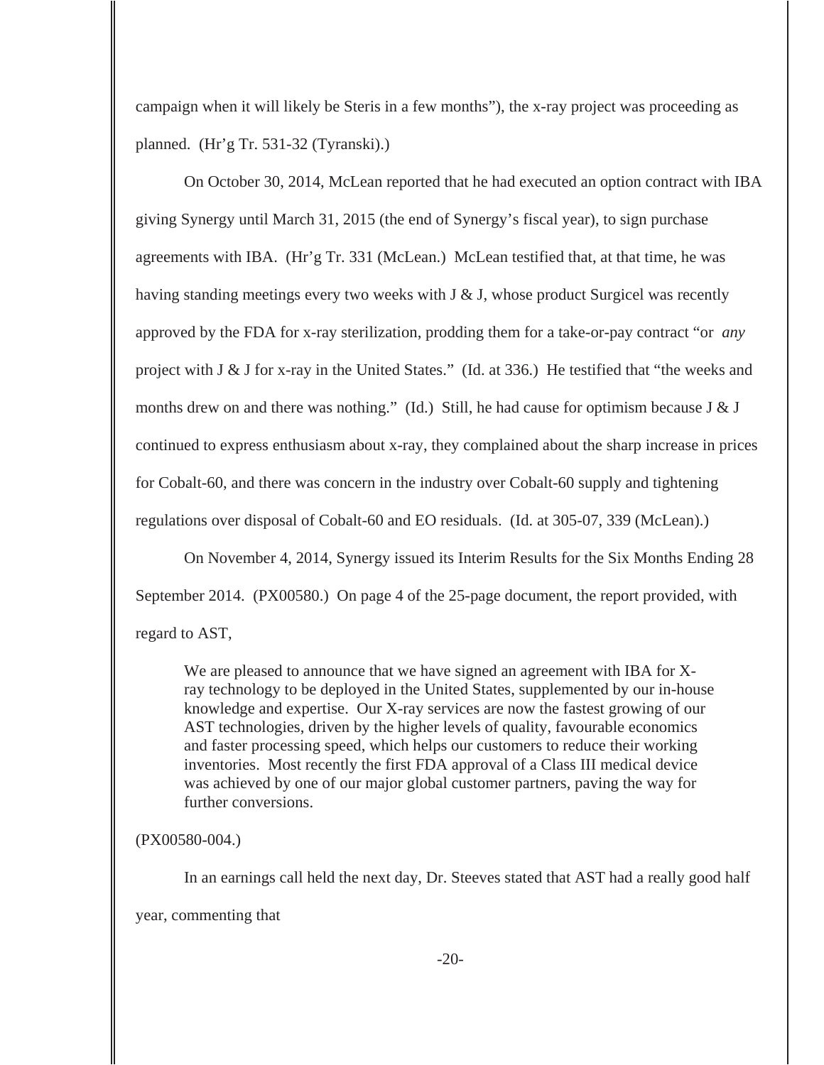campaign when it will likely be Steris in a few months"), the x-ray project was proceeding as planned. (Hr'g Tr. 531-32 (Tyranski).)

On October 30, 2014, McLean reported that he had executed an option contract with IBA giving Synergy until March 31, 2015 (the end of Synergy's fiscal year), to sign purchase agreements with IBA. (Hr'g Tr. 331 (McLean.) McLean testified that, at that time, he was having standing meetings every two weeks with J & J, whose product Surgicel was recently approved by the FDA for x-ray sterilization, prodding them for a take-or-pay contract "or *any* project with J & J for x-ray in the United States." (Id. at 336.) He testified that "the weeks and months drew on and there was nothing." (Id.) Still, he had cause for optimism because J & J continued to express enthusiasm about x-ray, they complained about the sharp increase in prices for Cobalt-60, and there was concern in the industry over Cobalt-60 supply and tightening regulations over disposal of Cobalt-60 and EO residuals. (Id. at 305-07, 339 (McLean).)

On November 4, 2014, Synergy issued its Interim Results for the Six Months Ending 28 September 2014. (PX00580.) On page 4 of the 25-page document, the report provided, with regard to AST,

> We are pleased to announce that we have signed an agreement with IBA for X-ray technology to be deployed in the United States, supplemented by our in-house knowledge and expertise. Our X-ray services are now the fastest growing of our AST technologies, driven by the higher levels of quality, favourable economics and faster processing speed, which helps our customers to reduce their working inventories. Most recently the first FDA approval of a Class III medical device was achieved by one of our major global customer partners, paving the way for further conversions.

(PX00580-004.)

In an earnings call held the next day, Dr. Steeves stated that AST had a really good half year, commenting that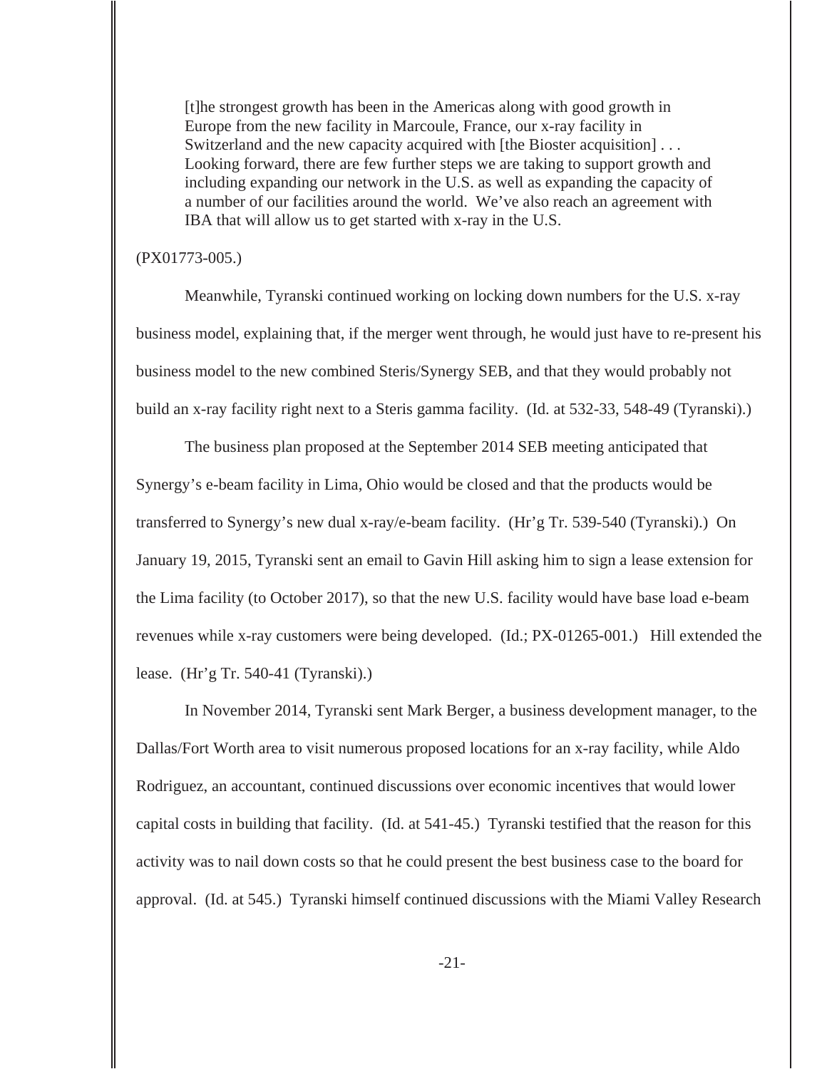> [t]he strongest growth has been in the Americas along with good growth in Europe from the new facility in Marcoule, France, our x-ray facility in Switzerland and the new capacity acquired with [the Bioster acquisition] . . . Looking forward, there are few further steps we are taking to support growth and including expanding our network in the U.S. as well as expanding the capacity of a number of our facilities around the world. We've also reach an agreement with IBA that will allow us to get started with x-ray in the U.S.

(PX01773-005.)

Meanwhile, Tyranski continued working on locking down numbers for the U.S. x-ray business model, explaining that, if the merger went through, he would just have to re-present his business model to the new combined Steris/Synergy SEB, and that they would probably not build an x-ray facility right next to a Steris gamma facility. (Id. at 532-33, 548-49 (Tyranski).)

The business plan proposed at the September 2014 SEB meeting anticipated that Synergy's e-beam facility in Lima, Ohio would be closed and that the products would be transferred to Synergy's new dual x-ray/e-beam facility. (Hr'g Tr. 539-540 (Tyranski).) On January 19, 2015, Tyranski sent an email to Gavin Hill asking him to sign a lease extension for the Lima facility (to October 2017), so that the new U.S. facility would have base load e-beam revenues while x-ray customers were being developed. (Id.; PX-01265-001.) Hill extended the lease. (Hr'g Tr. 540-41 (Tyranski).)

In November 2014, Tyranski sent Mark Berger, a business development manager, to the Dallas/Fort Worth area to visit numerous proposed locations for an x-ray facility, while Aldo Rodriguez, an accountant, continued discussions over economic incentives that would lower capital costs in building that facility. (Id. at 541-45.) Tyranski testified that the reason for this activity was to nail down costs so that he could present the best business case to the board for approval. (Id. at 545.) Tyranski himself continued discussions with the Miami Valley Research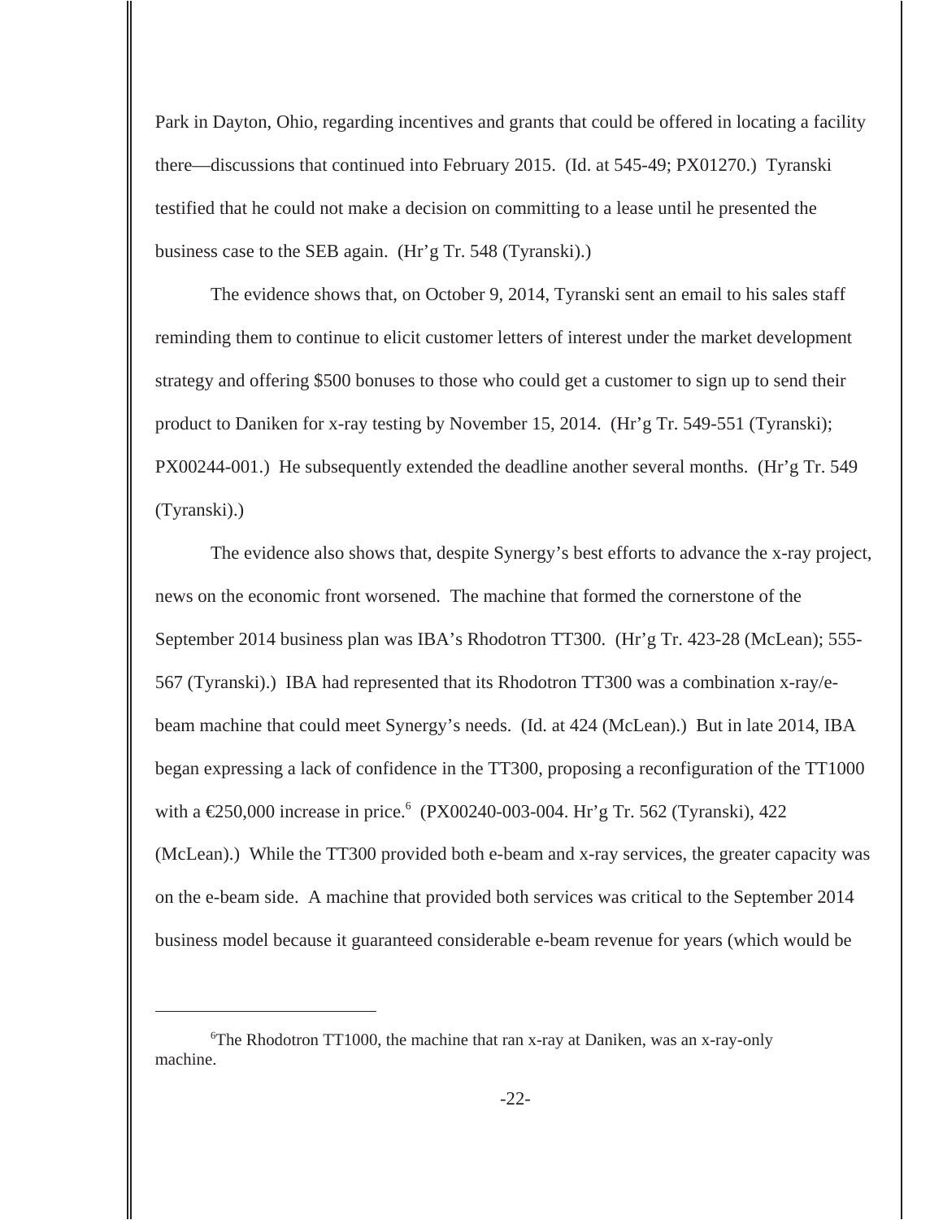Park in Dayton, Ohio, regarding incentives and grants that could be offered in locating a facility there—discussions that continued into February 2015. (Id. at 545-49; PX01270.) Tyranski testified that he could not make a decision on committing to a lease until he presented the business case to the SEB again. (Hr'g Tr. 548 (Tyranski).)

The evidence shows that, on October 9, 2014, Tyranski sent an email to his sales staff reminding them to continue to elicit customer letters of interest under the market development strategy and offering $500 bonuses to those who could get a customer to sign up to send their product to Daniken for x-ray testing by November 15, 2014. (Hr'g Tr. 549-551 (Tyranski); PX00244-001.) He subsequently extended the deadline another several months. (Hr'g Tr. 549 (Tyranski).)

The evidence also shows that, despite Synergy's best efforts to advance the x-ray project, news on the economic front worsened. The machine that formed the cornerstone of the September 2014 business plan was IBA's Rhodotron TT300. (Hr'g Tr. 423-28 (McLean); 555-567 (Tyranski).) IBA had represented that its Rhodotron TT300 was a combination x-ray/e-beam machine that could meet Synergy's needs. (Id. at 424 (McLean).) But in late 2014, IBA began expressing a lack of confidence in the TT300, proposing a reconfiguration of the TT1000 with a €250,000 increase in price.[6] (PX00240-003-004. Hr'g Tr. 562 (Tyranski), 422 (McLean).) While the TT300 provided both e-beam and x-ray services, the greater capacity was on the e-beam side. A machine that provided both services was critical to the September 2014 business model because it guaranteed considerable e-beam revenue for years (which would be

[6] The Rhodotron TT1000, the machine that ran x-ray at Daniken, was an x-ray-only machine.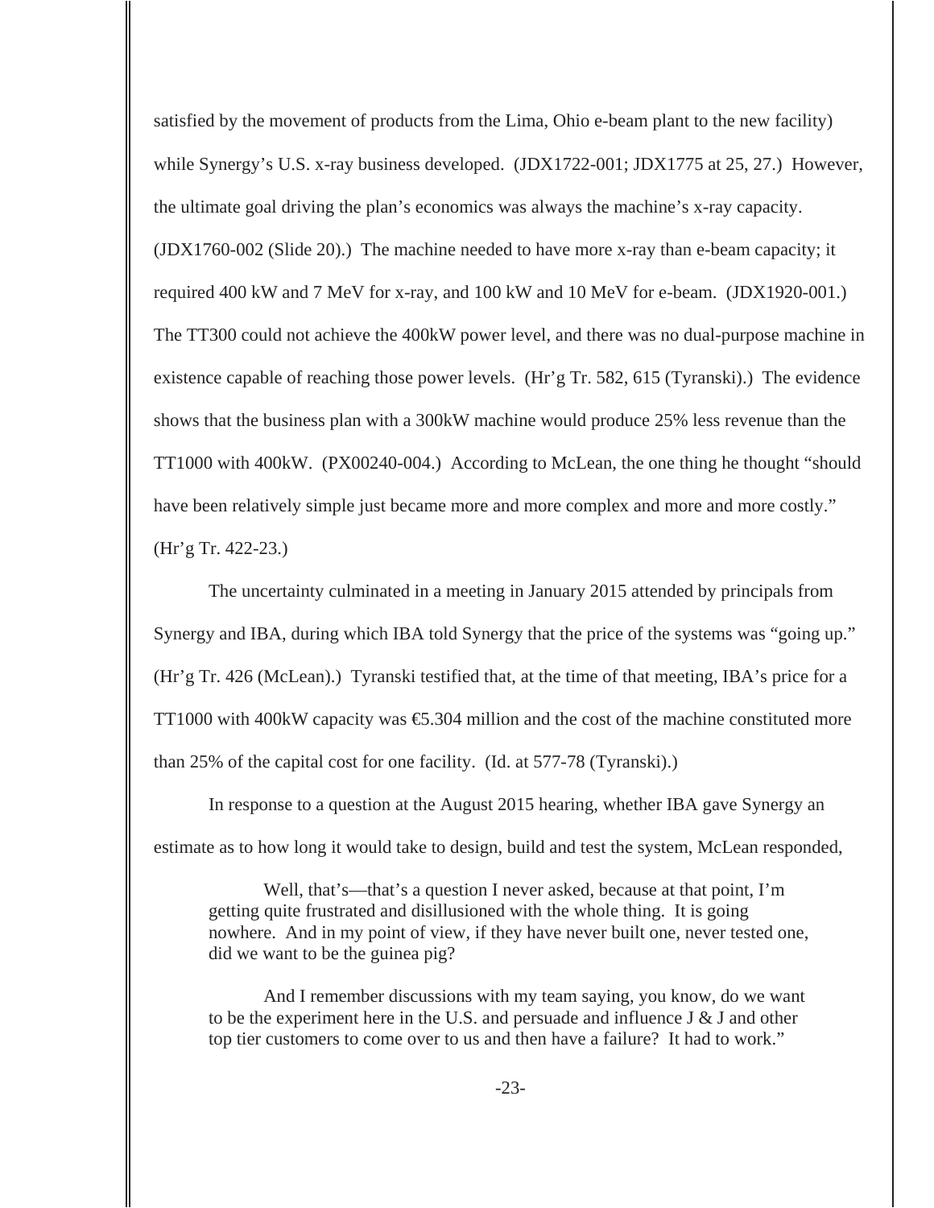satisfied by the movement of products from the Lima, Ohio e-beam plant to the new facility) while Synergy's U.S. x-ray business developed. (JDX1722-001; JDX1775 at 25, 27.) However, the ultimate goal driving the plan's economics was always the machine's x-ray capacity. (JDX1760-002 (Slide 20).) The machine needed to have more x-ray than e-beam capacity; it required 400 kW and 7 MeV for x-ray, and 100 kW and 10 MeV for e-beam. (JDX1920-001.) The TT300 could not achieve the 400kW power level, and there was no dual-purpose machine in existence capable of reaching those power levels. (Hr'g Tr. 582, 615 (Tyranski).) The evidence shows that the business plan with a 300kW machine would produce 25% less revenue than the TT1000 with 400kW. (PX00240-004.) According to McLean, the one thing he thought "should have been relatively simple just became more and more complex and more and more costly." (Hr'g Tr. 422-23.)

The uncertainty culminated in a meeting in January 2015 attended by principals from Synergy and IBA, during which IBA told Synergy that the price of the systems was "going up." (Hr'g Tr. 426 (McLean).) Tyranski testified that, at the time of that meeting, IBA's price for a TT1000 with 400kW capacity was €5.304 million and the cost of the machine constituted more than 25% of the capital cost for one facility. (Id. at 577-78 (Tyranski).)

In response to a question at the August 2015 hearing, whether IBA gave Synergy an estimate as to how long it would take to design, build and test the system, McLean responded,

> Well, that's—that's a question I never asked, because at that point, I'm getting quite frustrated and disillusioned with the whole thing. It is going nowhere. And in my point of view, if they have never built one, never tested one, did we want to be the guinea pig?
>
> And I remember discussions with my team saying, you know, do we want to be the experiment here in the U.S. and persuade and influence J & J and other top tier customers to come over to us and then have a failure? It had to work."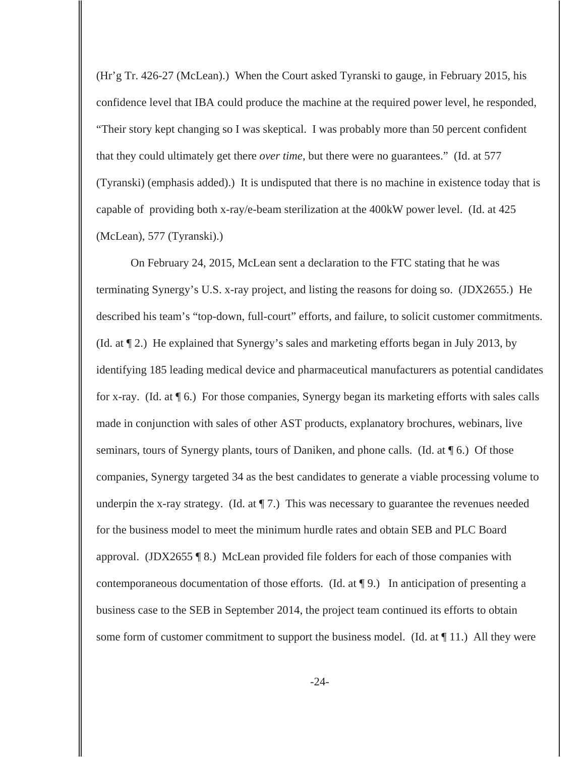(Hr'g Tr. 426-27 (McLean).) When the Court asked Tyranski to gauge, in February 2015, his confidence level that IBA could produce the machine at the required power level, he responded, "Their story kept changing so I was skeptical. I was probably more than 50 percent confident that they could ultimately get there *over time*, but there were no guarantees." (Id. at 577 (Tyranski) (emphasis added).) It is undisputed that there is no machine in existence today that is capable of providing both x-ray/e-beam sterilization at the 400kW power level. (Id. at 425 (McLean), 577 (Tyranski).)

On February 24, 2015, McLean sent a declaration to the FTC stating that he was terminating Synergy's U.S. x-ray project, and listing the reasons for doing so. (JDX2655.) He described his team's "top-down, full-court" efforts, and failure, to solicit customer commitments. (Id. at ¶ 2.) He explained that Synergy's sales and marketing efforts began in July 2013, by identifying 185 leading medical device and pharmaceutical manufacturers as potential candidates for x-ray. (Id. at ¶ 6.) For those companies, Synergy began its marketing efforts with sales calls made in conjunction with sales of other AST products, explanatory brochures, webinars, live seminars, tours of Synergy plants, tours of Daniken, and phone calls. (Id. at ¶ 6.) Of those companies, Synergy targeted 34 as the best candidates to generate a viable processing volume to underpin the x-ray strategy. (Id. at ¶ 7.) This was necessary to guarantee the revenues needed for the business model to meet the minimum hurdle rates and obtain SEB and PLC Board approval. (JDX2655 ¶ 8.) McLean provided file folders for each of those companies with contemporaneous documentation of those efforts. (Id. at ¶ 9.) In anticipation of presenting a business case to the SEB in September 2014, the project team continued its efforts to obtain some form of customer commitment to support the business model. (Id. at ¶ 11.) All they were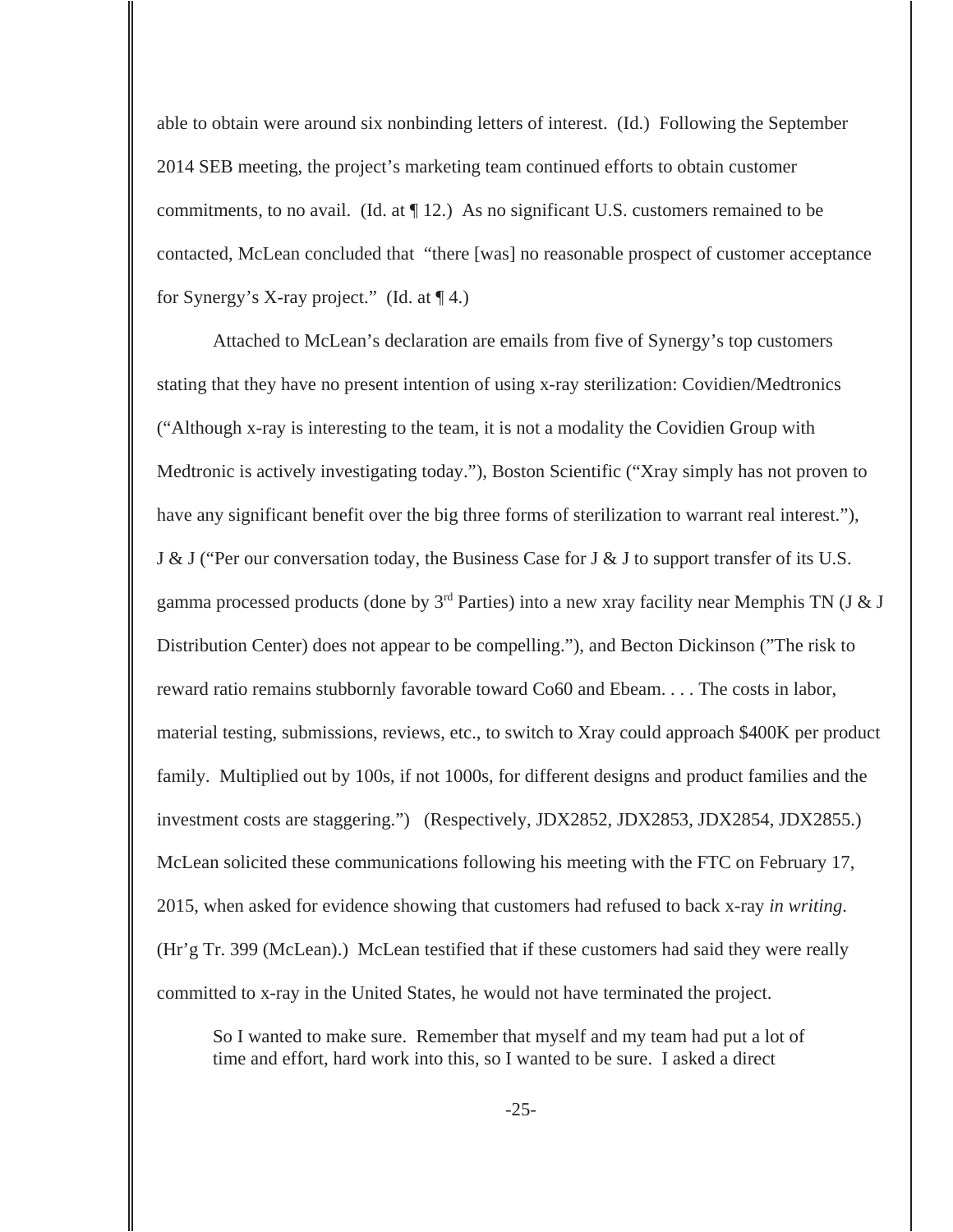able to obtain were around six nonbinding letters of interest. (Id.) Following the September 2014 SEB meeting, the project's marketing team continued efforts to obtain customer commitments, to no avail. (Id. at ¶ 12.) As no significant U.S. customers remained to be contacted, McLean concluded that "there [was] no reasonable prospect of customer acceptance for Synergy's X-ray project." (Id. at ¶ 4.)

Attached to McLean's declaration are emails from five of Synergy's top customers stating that they have no present intention of using x-ray sterilization: Covidien/Medtronics ("Although x-ray is interesting to the team, it is not a modality the Covidien Group with Medtronic is actively investigating today."), Boston Scientific ("Xray simply has not proven to have any significant benefit over the big three forms of sterilization to warrant real interest."), J & J ("Per our conversation today, the Business Case for J & J to support transfer of its U.S. gamma processed products (done by 3rd Parties) into a new xray facility near Memphis TN (J & J Distribution Center) does not appear to be compelling."), and Becton Dickinson ("The risk to reward ratio remains stubbornly favorable toward Co60 and Ebeam. . . . The costs in labor, material testing, submissions, reviews, etc., to switch to Xray could approach $400K per product family. Multiplied out by 100s, if not 1000s, for different designs and product families and the investment costs are staggering.") (Respectively, JDX2852, JDX2853, JDX2854, JDX2855.) McLean solicited these communications following his meeting with the FTC on February 17, 2015, when asked for evidence showing that customers had refused to back x-ray *in writing*. (Hr'g Tr. 399 (McLean).) McLean testified that if these customers had said they were really committed to x-ray in the United States, he would not have terminated the project.

> So I wanted to make sure. Remember that myself and my team had put a lot of time and effort, hard work into this, so I wanted to be sure. I asked a direct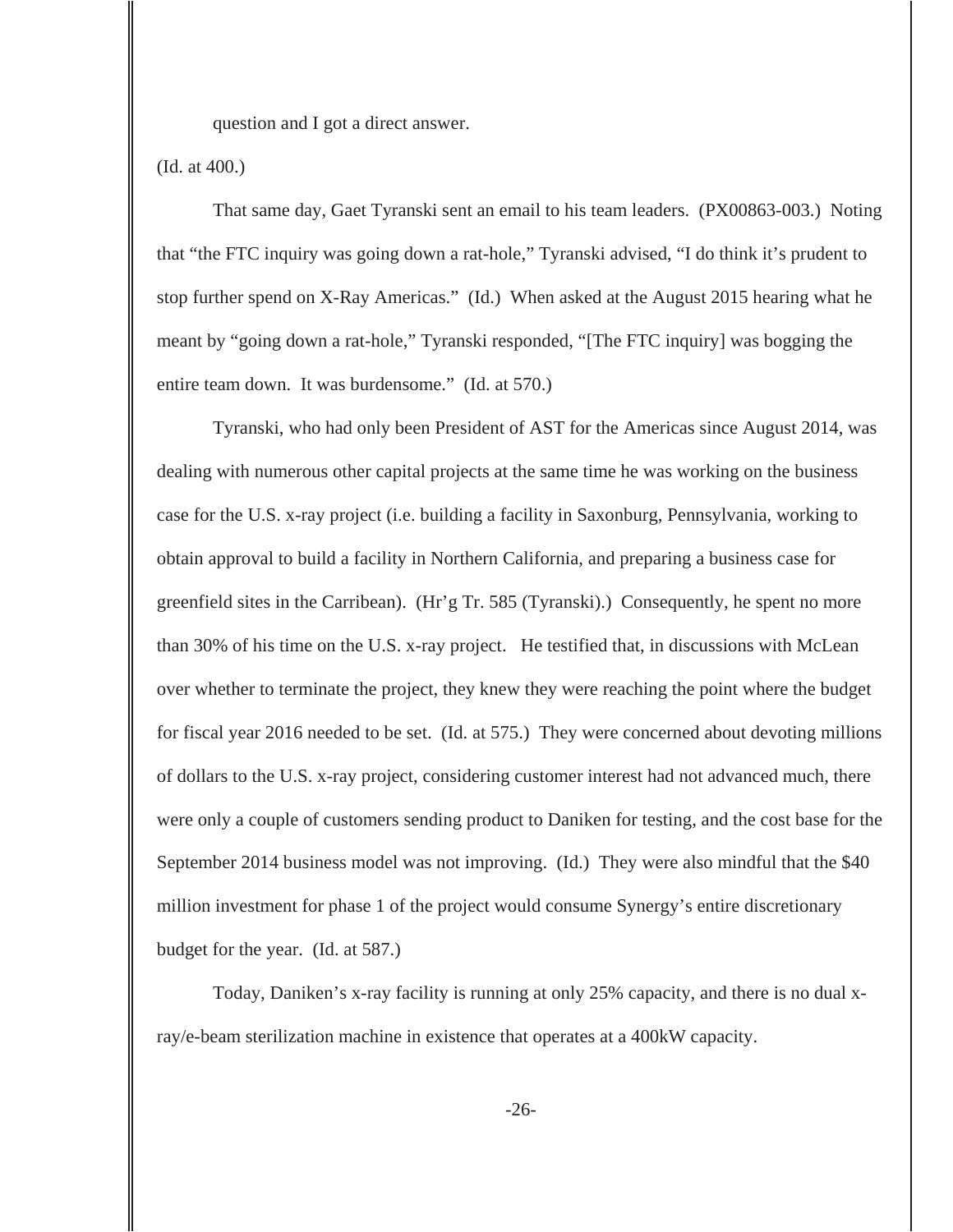question and I got a direct answer.

(Id. at 400.)

That same day, Gaet Tyranski sent an email to his team leaders. (PX00863-003.) Noting that "the FTC inquiry was going down a rat-hole," Tyranski advised, "I do think it's prudent to stop further spend on X-Ray Americas." (Id.) When asked at the August 2015 hearing what he meant by "going down a rat-hole," Tyranski responded, "[The FTC inquiry] was bogging the entire team down. It was burdensome." (Id. at 570.)

Tyranski, who had only been President of AST for the Americas since August 2014, was dealing with numerous other capital projects at the same time he was working on the business case for the U.S. x-ray project (i.e. building a facility in Saxonburg, Pennsylvania, working to obtain approval to build a facility in Northern California, and preparing a business case for greenfield sites in the Carribean). (Hr'g Tr. 585 (Tyranski).) Consequently, he spent no more than 30% of his time on the U.S. x-ray project. He testified that, in discussions with McLean over whether to terminate the project, they knew they were reaching the point where the budget for fiscal year 2016 needed to be set. (Id. at 575.) They were concerned about devoting millions of dollars to the U.S. x-ray project, considering customer interest had not advanced much, there were only a couple of customers sending product to Daniken for testing, and the cost base for the September 2014 business model was not improving. (Id.) They were also mindful that the $40 million investment for phase 1 of the project would consume Synergy's entire discretionary budget for the year. (Id. at 587.)

Today, Daniken's x-ray facility is running at only 25% capacity, and there is no dual x-ray/e-beam sterilization machine in existence that operates at a 400kW capacity.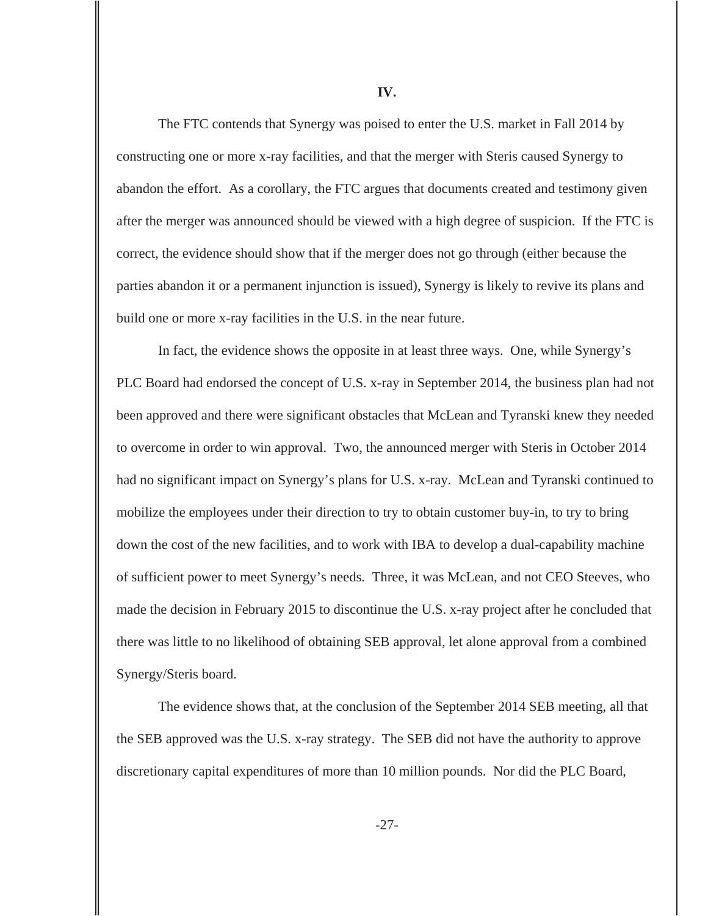## IV.

The FTC contends that Synergy was poised to enter the U.S. market in Fall 2014 by constructing one or more x-ray facilities, and that the merger with Steris caused Synergy to abandon the effort. As a corollary, the FTC argues that documents created and testimony given after the merger was announced should be viewed with a high degree of suspicion. If the FTC is correct, the evidence should show that if the merger does not go through (either because the parties abandon it or a permanent injunction is issued), Synergy is likely to revive its plans and build one or more x-ray facilities in the U.S. in the near future.

In fact, the evidence shows the opposite in at least three ways. One, while Synergy's PLC Board had endorsed the concept of U.S. x-ray in September 2014, the business plan had not been approved and there were significant obstacles that McLean and Tyranski knew they needed to overcome in order to win approval. Two, the announced merger with Steris in October 2014 had no significant impact on Synergy's plans for U.S. x-ray. McLean and Tyranski continued to mobilize the employees under their direction to try to obtain customer buy-in, to try to bring down the cost of the new facilities, and to work with IBA to develop a dual-capability machine of sufficient power to meet Synergy's needs. Three, it was McLean, and not CEO Steeves, who made the decision in February 2015 to discontinue the U.S. x-ray project after he concluded that there was little to no likelihood of obtaining SEB approval, let alone approval from a combined Synergy/Steris board.

The evidence shows that, at the conclusion of the September 2014 SEB meeting, all that the SEB approved was the U.S. x-ray strategy. The SEB did not have the authority to approve discretionary capital expenditures of more than 10 million pounds. Nor did the PLC Board,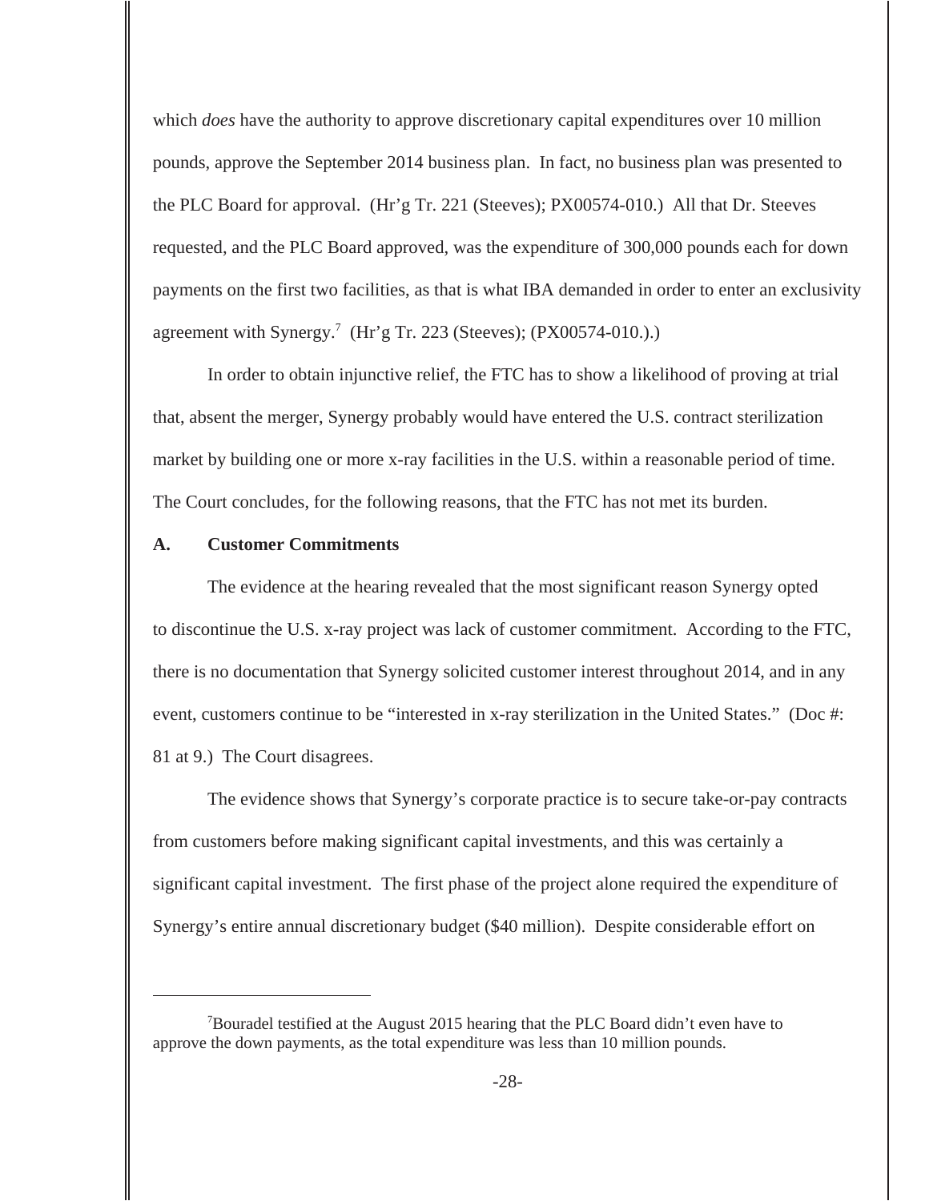which *does* have the authority to approve discretionary capital expenditures over 10 million pounds, approve the September 2014 business plan. In fact, no business plan was presented to the PLC Board for approval. (Hr'g Tr. 221 (Steeves); PX00574-010.) All that Dr. Steeves requested, and the PLC Board approved, was the expenditure of 300,000 pounds each for down payments on the first two facilities, as that is what IBA demanded in order to enter an exclusivity agreement with Synergy.[7] (Hr'g Tr. 223 (Steeves); (PX00574-010.).)

In order to obtain injunctive relief, the FTC has to show a likelihood of proving at trial that, absent the merger, Synergy probably would have entered the U.S. contract sterilization market by building one or more x-ray facilities in the U.S. within a reasonable period of time. The Court concludes, for the following reasons, that the FTC has not met its burden.

**A. Customer Commitments**

The evidence at the hearing revealed that the most significant reason Synergy opted to discontinue the U.S. x-ray project was lack of customer commitment. According to the FTC, there is no documentation that Synergy solicited customer interest throughout 2014, and in any event, customers continue to be "interested in x-ray sterilization in the United States." (Doc #: 81 at 9.) The Court disagrees.

The evidence shows that Synergy's corporate practice is to secure take-or-pay contracts from customers before making significant capital investments, and this was certainly a significant capital investment. The first phase of the project alone required the expenditure of Synergy's entire annual discretionary budget ($40 million). Despite considerable effort on

[7]Bouradel testified at the August 2015 hearing that the PLC Board didn't even have to approve the down payments, as the total expenditure was less than 10 million pounds.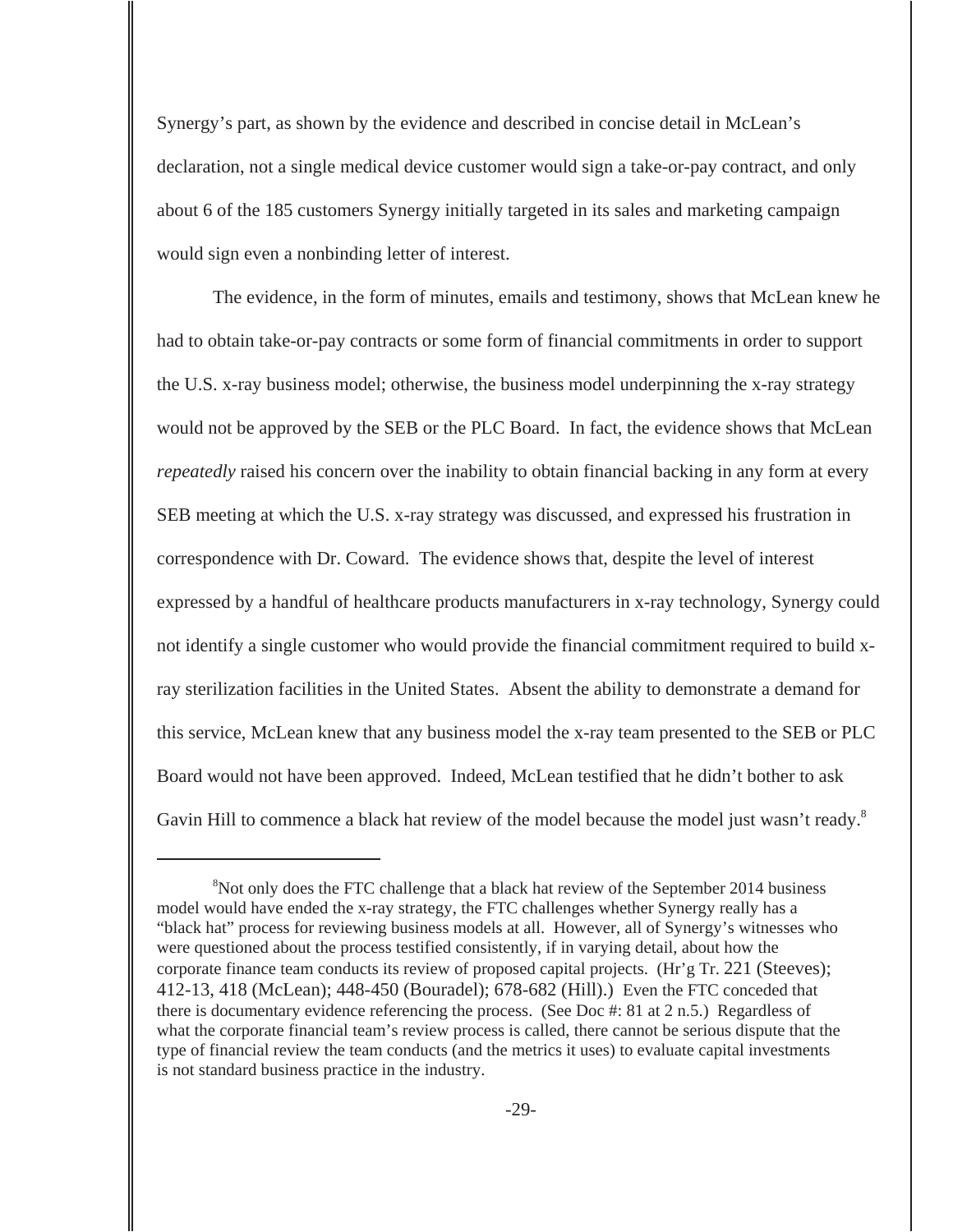Synergy's part, as shown by the evidence and described in concise detail in McLean's declaration, not a single medical device customer would sign a take-or-pay contract, and only about 6 of the 185 customers Synergy initially targeted in its sales and marketing campaign would sign even a nonbinding letter of interest.

The evidence, in the form of minutes, emails and testimony, shows that McLean knew he had to obtain take-or-pay contracts or some form of financial commitments in order to support the U.S. x-ray business model; otherwise, the business model underpinning the x-ray strategy would not be approved by the SEB or the PLC Board. In fact, the evidence shows that McLean *repeatedly* raised his concern over the inability to obtain financial backing in any form at every SEB meeting at which the U.S. x-ray strategy was discussed, and expressed his frustration in correspondence with Dr. Coward. The evidence shows that, despite the level of interest expressed by a handful of healthcare products manufacturers in x-ray technology, Synergy could not identify a single customer who would provide the financial commitment required to build x-ray sterilization facilities in the United States. Absent the ability to demonstrate a demand for this service, McLean knew that any business model the x-ray team presented to the SEB or PLC Board would not have been approved. Indeed, McLean testified that he didn't bother to ask Gavin Hill to commence a black hat review of the model because the model just wasn't ready.[8]

---

[8]Not only does the FTC challenge that a black hat review of the September 2014 business model would have ended the x-ray strategy, the FTC challenges whether Synergy really has a "black hat" process for reviewing business models at all. However, all of Synergy's witnesses who were questioned about the process testified consistently, if in varying detail, about how the corporate finance team conducts its review of proposed capital projects. (Hr'g Tr. 221 (Steeves); 412-13, 418 (McLean); 448-450 (Bouradel); 678-682 (Hill).) Even the FTC conceded that there is documentary evidence referencing the process. (See Doc #: 81 at 2 n.5.) Regardless of what the corporate financial team's review process is called, there cannot be serious dispute that the type of financial review the team conducts (and the metrics it uses) to evaluate capital investments is not standard business practice in the industry.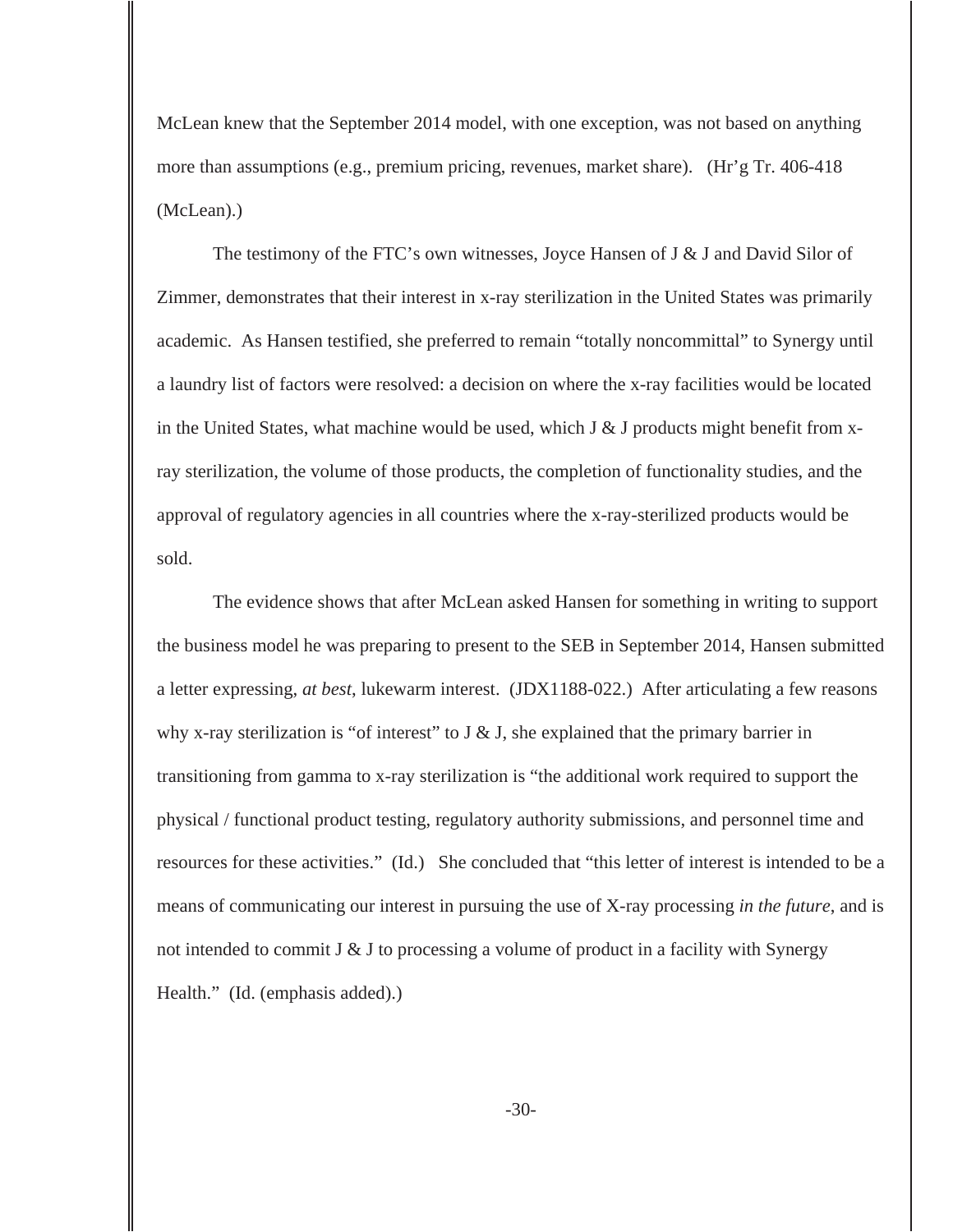McLean knew that the September 2014 model, with one exception, was not based on anything more than assumptions (e.g., premium pricing, revenues, market share). (Hr'g Tr. 406-418 (McLean).)

The testimony of the FTC's own witnesses, Joyce Hansen of J & J and David Silor of Zimmer, demonstrates that their interest in x-ray sterilization in the United States was primarily academic. As Hansen testified, she preferred to remain "totally noncommittal" to Synergy until a laundry list of factors were resolved: a decision on where the x-ray facilities would be located in the United States, what machine would be used, which J & J products might benefit from x-ray sterilization, the volume of those products, the completion of functionality studies, and the approval of regulatory agencies in all countries where the x-ray-sterilized products would be sold.

The evidence shows that after McLean asked Hansen for something in writing to support the business model he was preparing to present to the SEB in September 2014, Hansen submitted a letter expressing, *at best*, lukewarm interest. (JDX1188-022.) After articulating a few reasons why x-ray sterilization is "of interest" to J & J, she explained that the primary barrier in transitioning from gamma to x-ray sterilization is "the additional work required to support the physical / functional product testing, regulatory authority submissions, and personnel time and resources for these activities." (Id.) She concluded that "this letter of interest is intended to be a means of communicating our interest in pursuing the use of X-ray processing *in the future*, and is not intended to commit J & J to processing a volume of product in a facility with Synergy Health." (Id. (emphasis added).)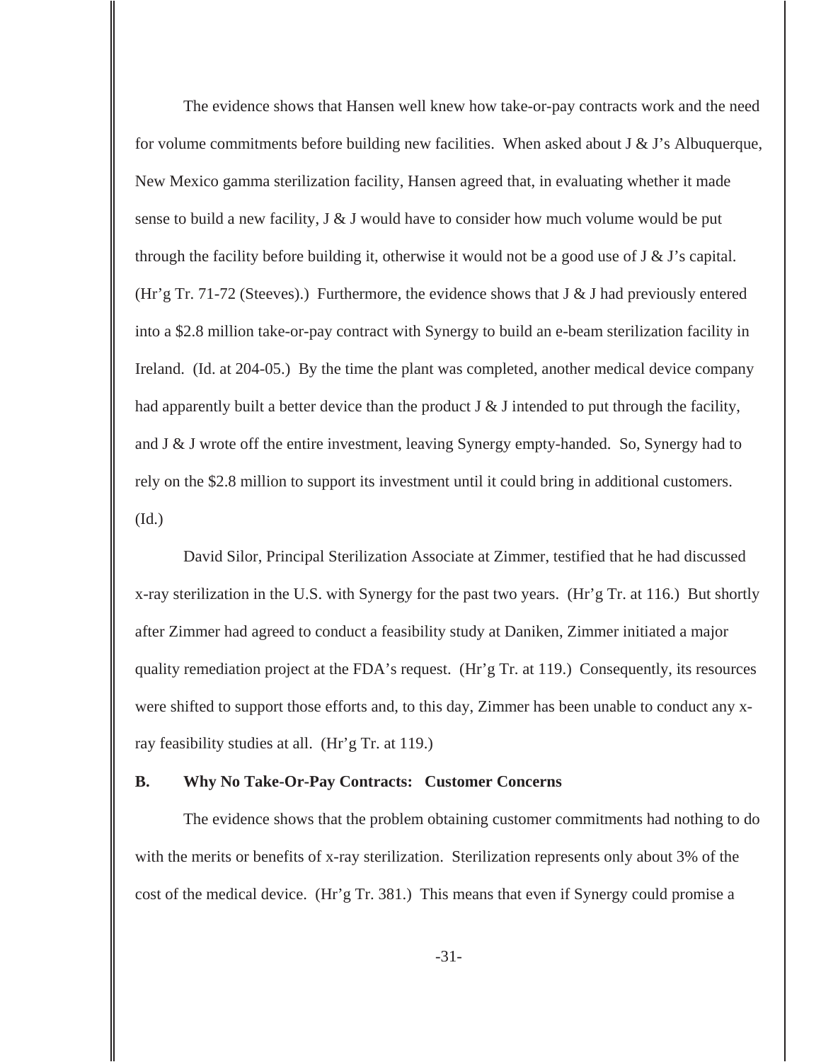The evidence shows that Hansen well knew how take-or-pay contracts work and the need for volume commitments before building new facilities. When asked about J & J's Albuquerque, New Mexico gamma sterilization facility, Hansen agreed that, in evaluating whether it made sense to build a new facility, J & J would have to consider how much volume would be put through the facility before building it, otherwise it would not be a good use of J & J's capital. (Hr'g Tr. 71-72 (Steeves).) Furthermore, the evidence shows that J & J had previously entered into a $2.8 million take-or-pay contract with Synergy to build an e-beam sterilization facility in Ireland. (Id. at 204-05.) By the time the plant was completed, another medical device company had apparently built a better device than the product J & J intended to put through the facility, and J & J wrote off the entire investment, leaving Synergy empty-handed. So, Synergy had to rely on the $2.8 million to support its investment until it could bring in additional customers. (Id.)

David Silor, Principal Sterilization Associate at Zimmer, testified that he had discussed x-ray sterilization in the U.S. with Synergy for the past two years. (Hr'g Tr. at 116.) But shortly after Zimmer had agreed to conduct a feasibility study at Daniken, Zimmer initiated a major quality remediation project at the FDA's request. (Hr'g Tr. at 119.) Consequently, its resources were shifted to support those efforts and, to this day, Zimmer has been unable to conduct any x-ray feasibility studies at all. (Hr'g Tr. at 119.)

### B. Why No Take-Or-Pay Contracts: Customer Concerns

The evidence shows that the problem obtaining customer commitments had nothing to do with the merits or benefits of x-ray sterilization. Sterilization represents only about 3% of the cost of the medical device. (Hr'g Tr. 381.) This means that even if Synergy could promise a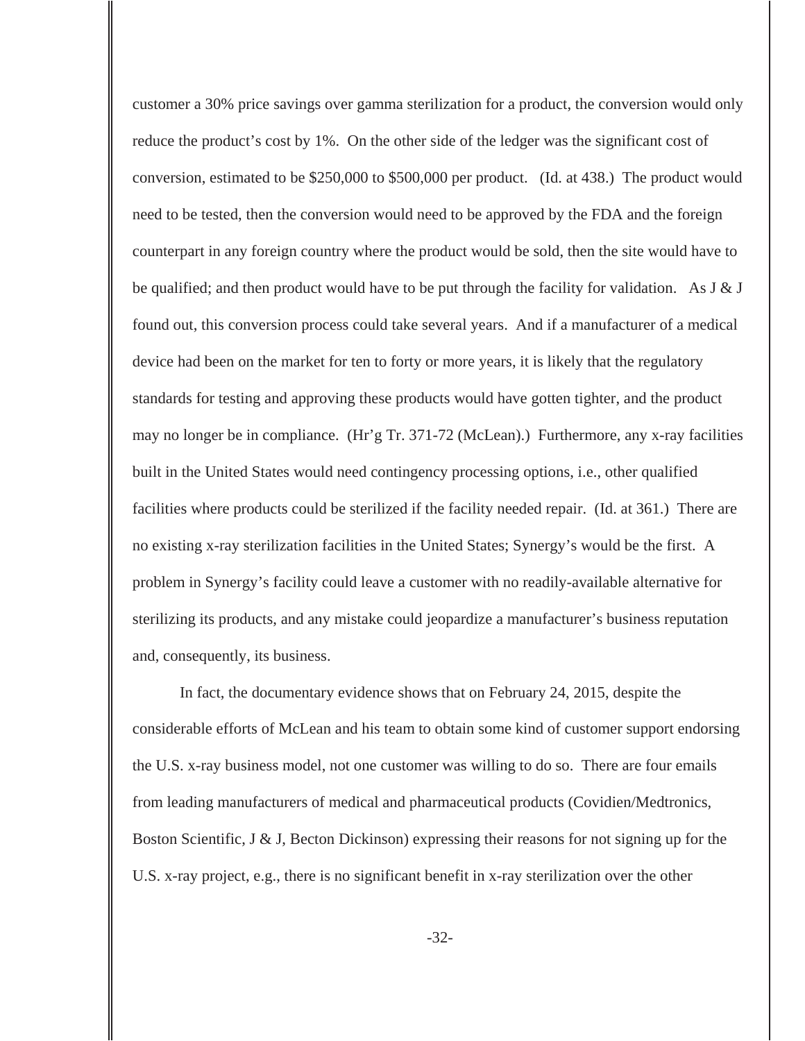customer a 30% price savings over gamma sterilization for a product, the conversion would only reduce the product's cost by 1%. On the other side of the ledger was the significant cost of conversion, estimated to be $250,000 to $500,000 per product. (Id. at 438.) The product would need to be tested, then the conversion would need to be approved by the FDA and the foreign counterpart in any foreign country where the product would be sold, then the site would have to be qualified; and then product would have to be put through the facility for validation. As J & J found out, this conversion process could take several years. And if a manufacturer of a medical device had been on the market for ten to forty or more years, it is likely that the regulatory standards for testing and approving these products would have gotten tighter, and the product may no longer be in compliance. (Hr'g Tr. 371-72 (McLean).) Furthermore, any x-ray facilities built in the United States would need contingency processing options, i.e., other qualified facilities where products could be sterilized if the facility needed repair. (Id. at 361.) There are no existing x-ray sterilization facilities in the United States; Synergy's would be the first. A problem in Synergy's facility could leave a customer with no readily-available alternative for sterilizing its products, and any mistake could jeopardize a manufacturer's business reputation and, consequently, its business.

In fact, the documentary evidence shows that on February 24, 2015, despite the considerable efforts of McLean and his team to obtain some kind of customer support endorsing the U.S. x-ray business model, not one customer was willing to do so. There are four emails from leading manufacturers of medical and pharmaceutical products (Covidien/Medtronics, Boston Scientific, J & J, Becton Dickinson) expressing their reasons for not signing up for the U.S. x-ray project, e.g., there is no significant benefit in x-ray sterilization over the other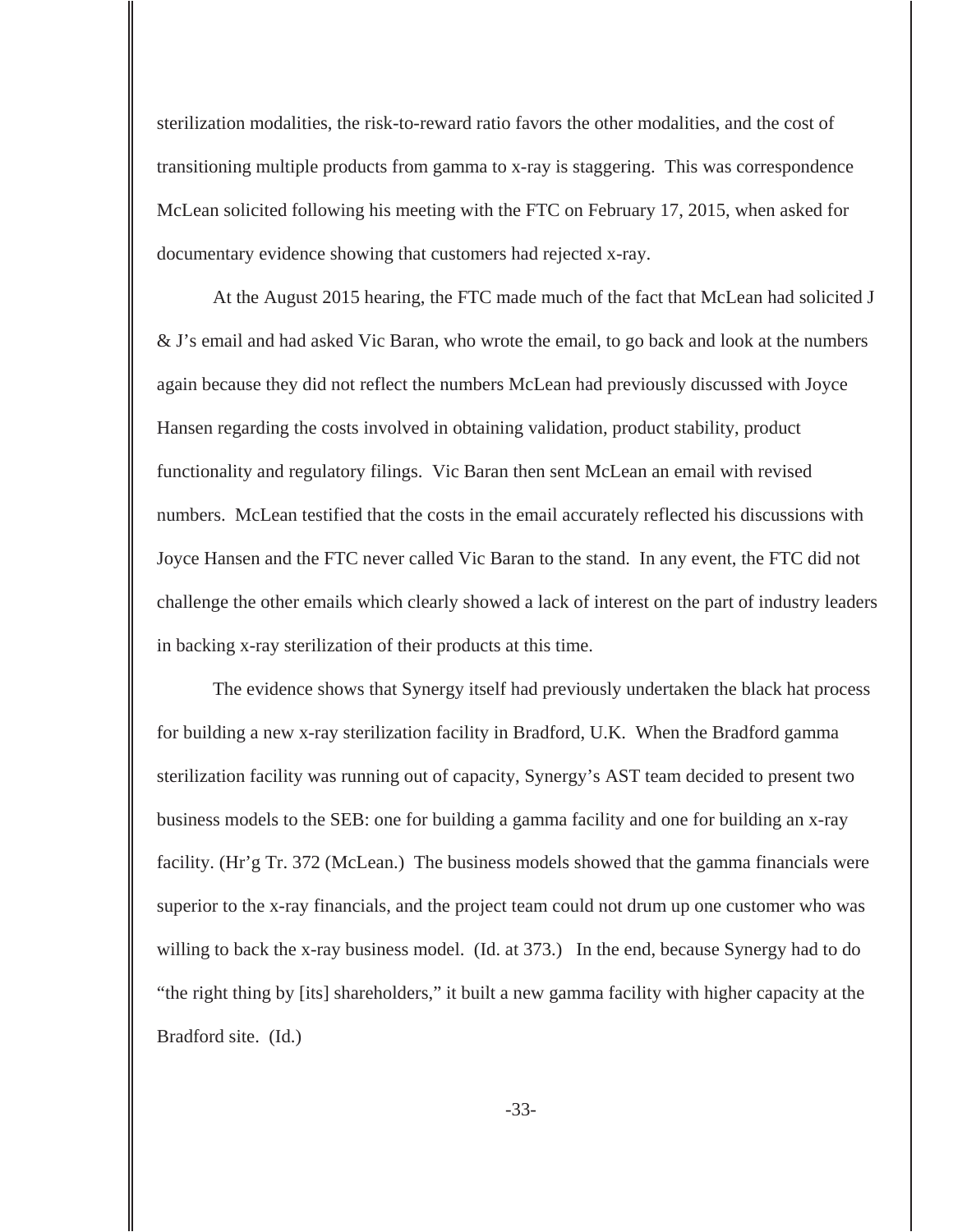sterilization modalities, the risk-to-reward ratio favors the other modalities, and the cost of transitioning multiple products from gamma to x-ray is staggering. This was correspondence McLean solicited following his meeting with the FTC on February 17, 2015, when asked for documentary evidence showing that customers had rejected x-ray.

At the August 2015 hearing, the FTC made much of the fact that McLean had solicited J & J's email and had asked Vic Baran, who wrote the email, to go back and look at the numbers again because they did not reflect the numbers McLean had previously discussed with Joyce Hansen regarding the costs involved in obtaining validation, product stability, product functionality and regulatory filings. Vic Baran then sent McLean an email with revised numbers. McLean testified that the costs in the email accurately reflected his discussions with Joyce Hansen and the FTC never called Vic Baran to the stand. In any event, the FTC did not challenge the other emails which clearly showed a lack of interest on the part of industry leaders in backing x-ray sterilization of their products at this time.

The evidence shows that Synergy itself had previously undertaken the black hat process for building a new x-ray sterilization facility in Bradford, U.K. When the Bradford gamma sterilization facility was running out of capacity, Synergy's AST team decided to present two business models to the SEB: one for building a gamma facility and one for building an x-ray facility. (Hr'g Tr. 372 (McLean.) The business models showed that the gamma financials were superior to the x-ray financials, and the project team could not drum up one customer who was willing to back the x-ray business model. (Id. at 373.) In the end, because Synergy had to do "the right thing by [its] shareholders," it built a new gamma facility with higher capacity at the Bradford site. (Id.)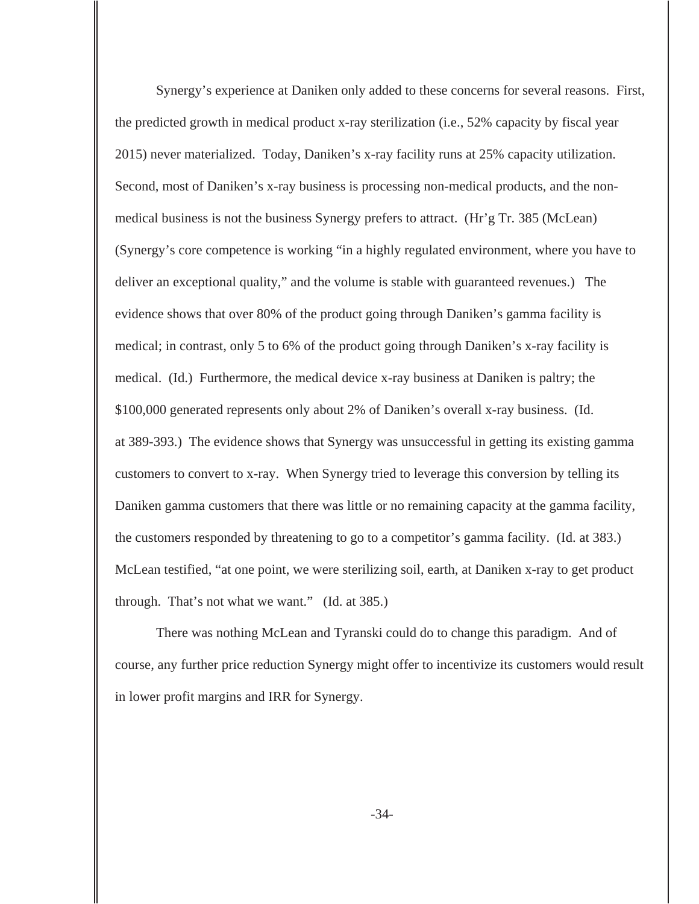Synergy's experience at Daniken only added to these concerns for several reasons. First, the predicted growth in medical product x-ray sterilization (i.e., 52% capacity by fiscal year 2015) never materialized. Today, Daniken's x-ray facility runs at 25% capacity utilization. Second, most of Daniken's x-ray business is processing non-medical products, and the non-medical business is not the business Synergy prefers to attract. (Hr'g Tr. 385 (McLean) (Synergy's core competence is working "in a highly regulated environment, where you have to deliver an exceptional quality," and the volume is stable with guaranteed revenues.) The evidence shows that over 80% of the product going through Daniken's gamma facility is medical; in contrast, only 5 to 6% of the product going through Daniken's x-ray facility is medical. (Id.) Furthermore, the medical device x-ray business at Daniken is paltry; the $100,000 generated represents only about 2% of Daniken's overall x-ray business. (Id. at 389-393.) The evidence shows that Synergy was unsuccessful in getting its existing gamma customers to convert to x-ray. When Synergy tried to leverage this conversion by telling its Daniken gamma customers that there was little or no remaining capacity at the gamma facility, the customers responded by threatening to go to a competitor's gamma facility. (Id. at 383.) McLean testified, "at one point, we were sterilizing soil, earth, at Daniken x-ray to get product through. That's not what we want." (Id. at 385.)

There was nothing McLean and Tyranski could do to change this paradigm. And of course, any further price reduction Synergy might offer to incentivize its customers would result in lower profit margins and IRR for Synergy.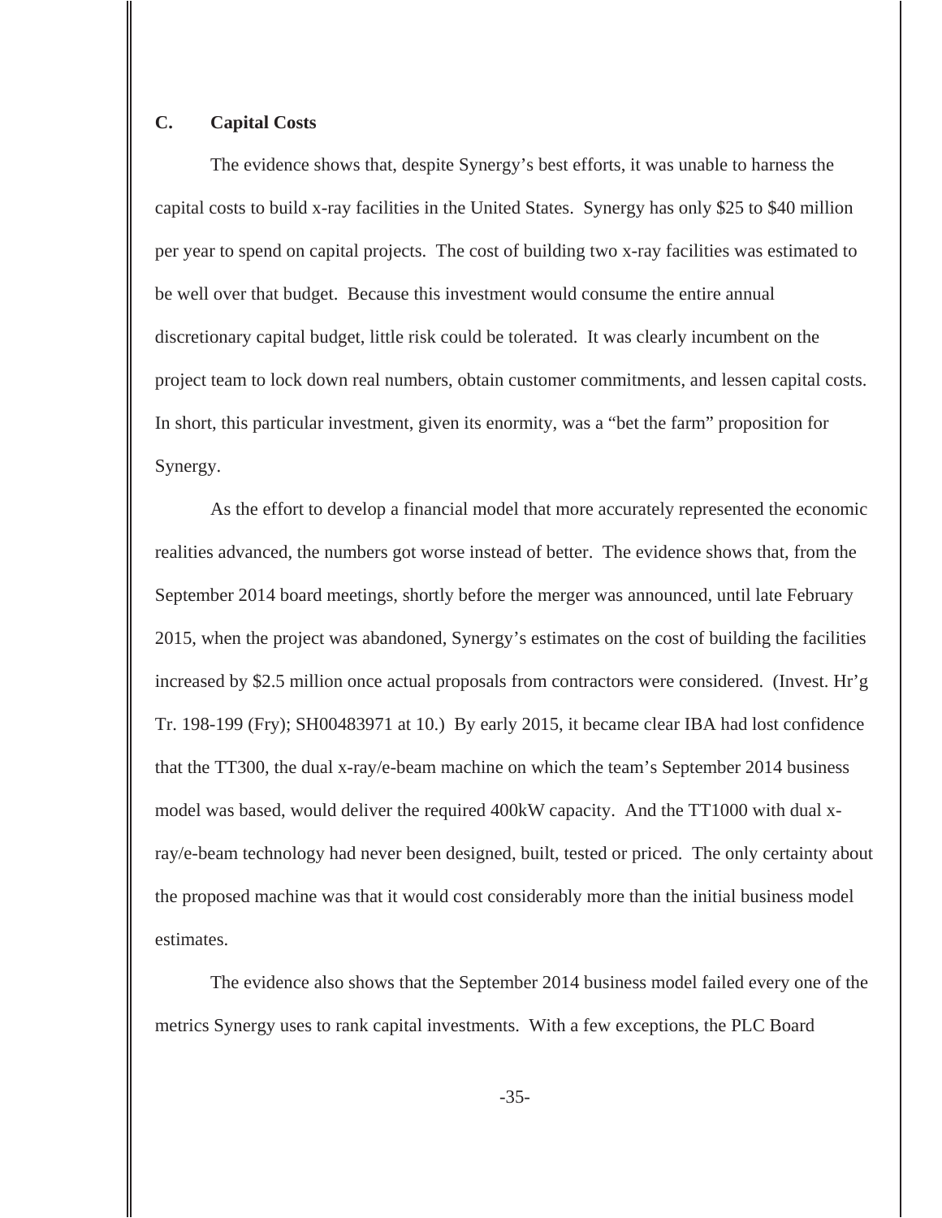### C. Capital Costs

The evidence shows that, despite Synergy's best efforts, it was unable to harness the capital costs to build x-ray facilities in the United States. Synergy has only $25 to $40 million per year to spend on capital projects. The cost of building two x-ray facilities was estimated to be well over that budget. Because this investment would consume the entire annual discretionary capital budget, little risk could be tolerated. It was clearly incumbent on the project team to lock down real numbers, obtain customer commitments, and lessen capital costs. In short, this particular investment, given its enormity, was a "bet the farm" proposition for Synergy.

As the effort to develop a financial model that more accurately represented the economic realities advanced, the numbers got worse instead of better. The evidence shows that, from the September 2014 board meetings, shortly before the merger was announced, until late February 2015, when the project was abandoned, Synergy's estimates on the cost of building the facilities increased by $2.5 million once actual proposals from contractors were considered. (Invest. Hr'g Tr. 198-199 (Fry); SH00483971 at 10.) By early 2015, it became clear IBA had lost confidence that the TT300, the dual x-ray/e-beam machine on which the team's September 2014 business model was based, would deliver the required 400kW capacity. And the TT1000 with dual x-ray/e-beam technology had never been designed, built, tested or priced. The only certainty about the proposed machine was that it would cost considerably more than the initial business model estimates.

The evidence also shows that the September 2014 business model failed every one of the metrics Synergy uses to rank capital investments. With a few exceptions, the PLC Board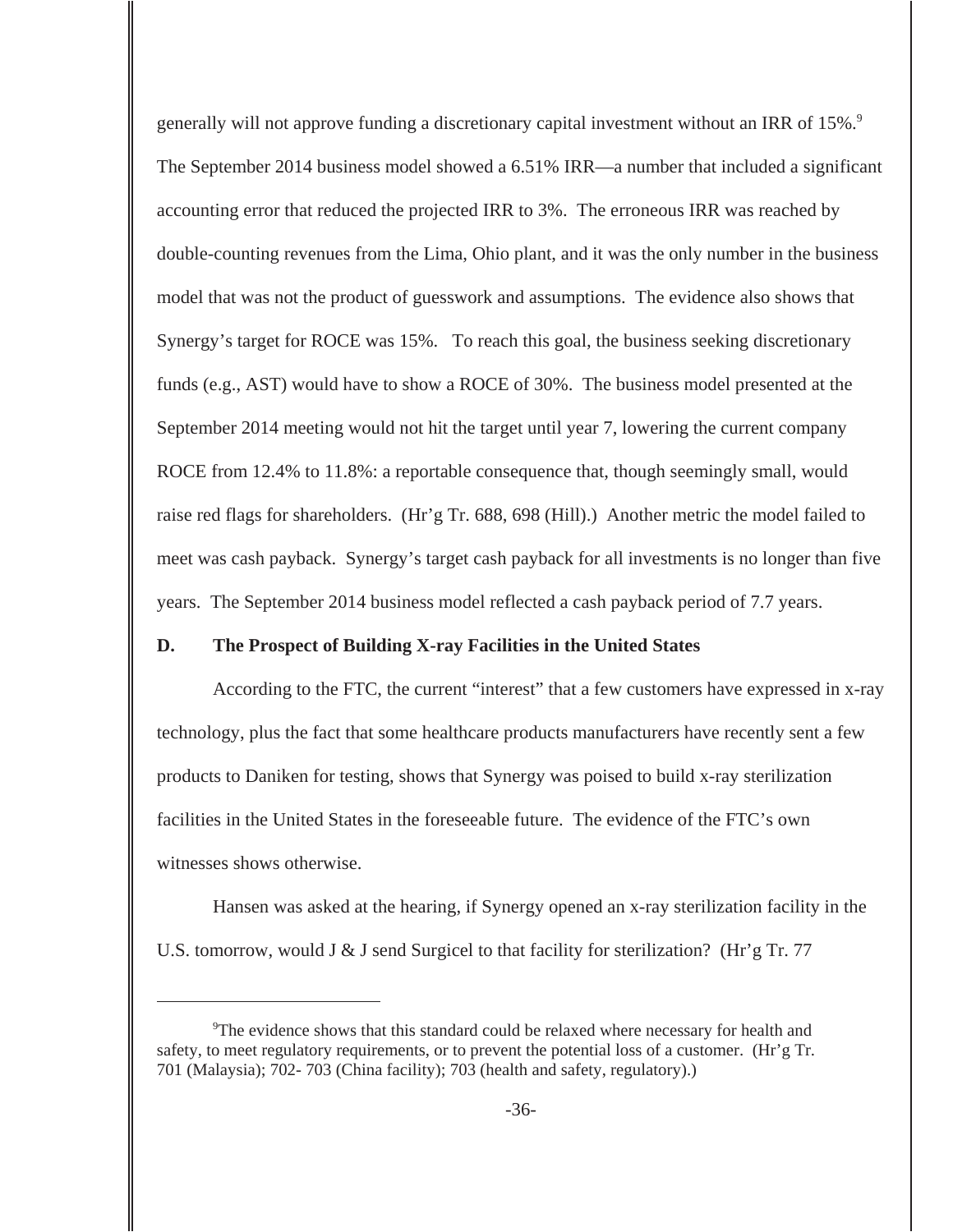generally will not approve funding a discretionary capital investment without an IRR of 15%.[9] The September 2014 business model showed a 6.51% IRR—a number that included a significant accounting error that reduced the projected IRR to 3%. The erroneous IRR was reached by double-counting revenues from the Lima, Ohio plant, and it was the only number in the business model that was not the product of guesswork and assumptions. The evidence also shows that Synergy's target for ROCE was 15%. To reach this goal, the business seeking discretionary funds (e.g., AST) would have to show a ROCE of 30%. The business model presented at the September 2014 meeting would not hit the target until year 7, lowering the current company ROCE from 12.4% to 11.8%: a reportable consequence that, though seemingly small, would raise red flags for shareholders. (Hr'g Tr. 688, 698 (Hill).) Another metric the model failed to meet was cash payback. Synergy's target cash payback for all investments is no longer than five years. The September 2014 business model reflected a cash payback period of 7.7 years.

### D. The Prospect of Building X-ray Facilities in the United States

According to the FTC, the current "interest" that a few customers have expressed in x-ray technology, plus the fact that some healthcare products manufacturers have recently sent a few products to Daniken for testing, shows that Synergy was poised to build x-ray sterilization facilities in the United States in the foreseeable future. The evidence of the FTC's own witnesses shows otherwise.

Hansen was asked at the hearing, if Synergy opened an x-ray sterilization facility in the U.S. tomorrow, would J & J send Surgicel to that facility for sterilization? (Hr'g Tr. 77

---

[9]The evidence shows that this standard could be relaxed where necessary for health and safety, to meet regulatory requirements, or to prevent the potential loss of a customer. (Hr'g Tr. 701 (Malaysia); 702- 703 (China facility); 703 (health and safety, regulatory).)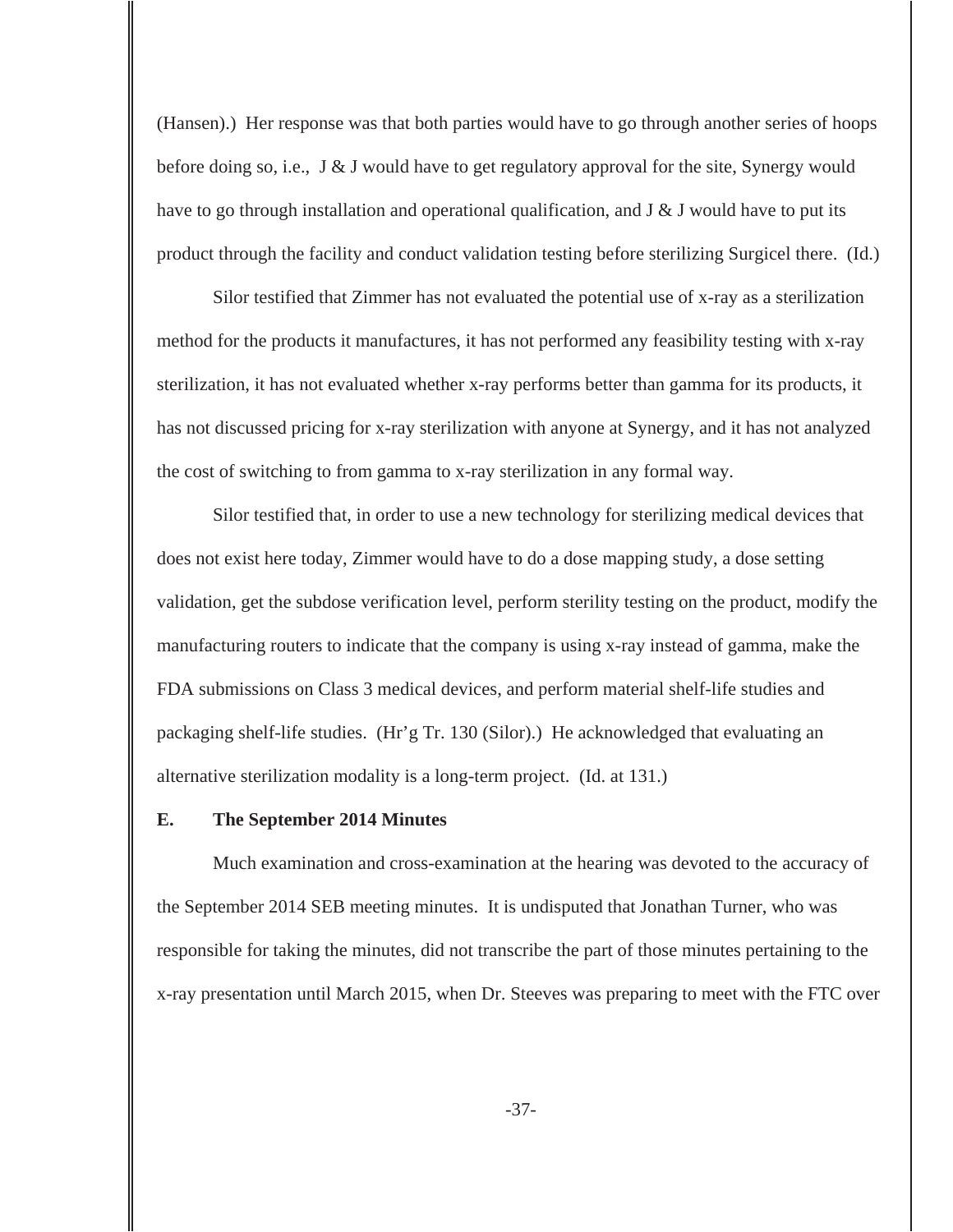(Hansen).) Her response was that both parties would have to go through another series of hoops before doing so, i.e., J & J would have to get regulatory approval for the site, Synergy would have to go through installation and operational qualification, and J & J would have to put its product through the facility and conduct validation testing before sterilizing Surgicel there. (Id.)

Silor testified that Zimmer has not evaluated the potential use of x-ray as a sterilization method for the products it manufactures, it has not performed any feasibility testing with x-ray sterilization, it has not evaluated whether x-ray performs better than gamma for its products, it has not discussed pricing for x-ray sterilization with anyone at Synergy, and it has not analyzed the cost of switching to from gamma to x-ray sterilization in any formal way.

Silor testified that, in order to use a new technology for sterilizing medical devices that does not exist here today, Zimmer would have to do a dose mapping study, a dose setting validation, get the subdose verification level, perform sterility testing on the product, modify the manufacturing routers to indicate that the company is using x-ray instead of gamma, make the FDA submissions on Class 3 medical devices, and perform material shelf-life studies and packaging shelf-life studies. (Hr'g Tr. 130 (Silor).) He acknowledged that evaluating an alternative sterilization modality is a long-term project. (Id. at 131.)

**E. The September 2014 Minutes**

Much examination and cross-examination at the hearing was devoted to the accuracy of the September 2014 SEB meeting minutes. It is undisputed that Jonathan Turner, who was responsible for taking the minutes, did not transcribe the part of those minutes pertaining to the x-ray presentation until March 2015, when Dr. Steeves was preparing to meet with the FTC over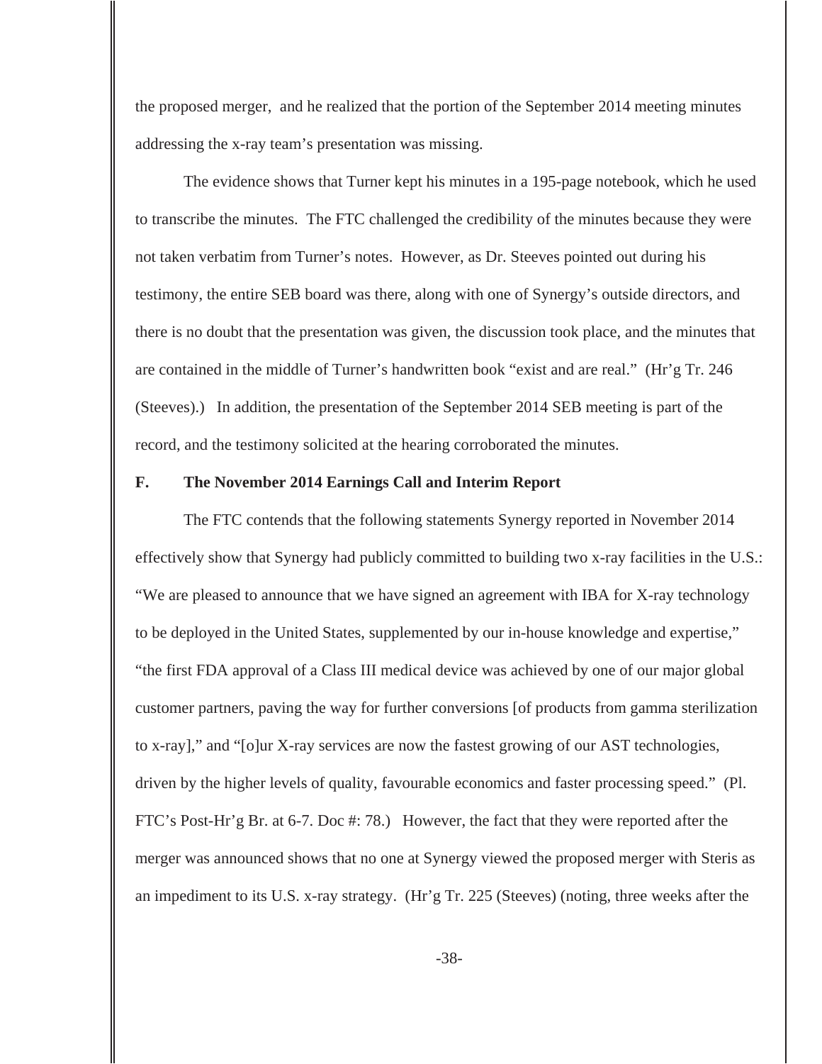the proposed merger, and he realized that the portion of the September 2014 meeting minutes addressing the x-ray team's presentation was missing.

The evidence shows that Turner kept his minutes in a 195-page notebook, which he used to transcribe the minutes. The FTC challenged the credibility of the minutes because they were not taken verbatim from Turner's notes. However, as Dr. Steeves pointed out during his testimony, the entire SEB board was there, along with one of Synergy's outside directors, and there is no doubt that the presentation was given, the discussion took place, and the minutes that are contained in the middle of Turner's handwritten book "exist and are real." (Hr'g Tr. 246 (Steeves).) In addition, the presentation of the September 2014 SEB meeting is part of the record, and the testimony solicited at the hearing corroborated the minutes.

**F. The November 2014 Earnings Call and Interim Report**

The FTC contends that the following statements Synergy reported in November 2014 effectively show that Synergy had publicly committed to building two x-ray facilities in the U.S.: "We are pleased to announce that we have signed an agreement with IBA for X-ray technology to be deployed in the United States, supplemented by our in-house knowledge and expertise," "the first FDA approval of a Class III medical device was achieved by one of our major global customer partners, paving the way for further conversions [of products from gamma sterilization to x-ray]," and "[o]ur X-ray services are now the fastest growing of our AST technologies, driven by the higher levels of quality, favourable economics and faster processing speed." (Pl. FTC's Post-Hr'g Br. at 6-7. Doc #: 78.) However, the fact that they were reported after the merger was announced shows that no one at Synergy viewed the proposed merger with Steris as an impediment to its U.S. x-ray strategy. (Hr'g Tr. 225 (Steeves) (noting, three weeks after the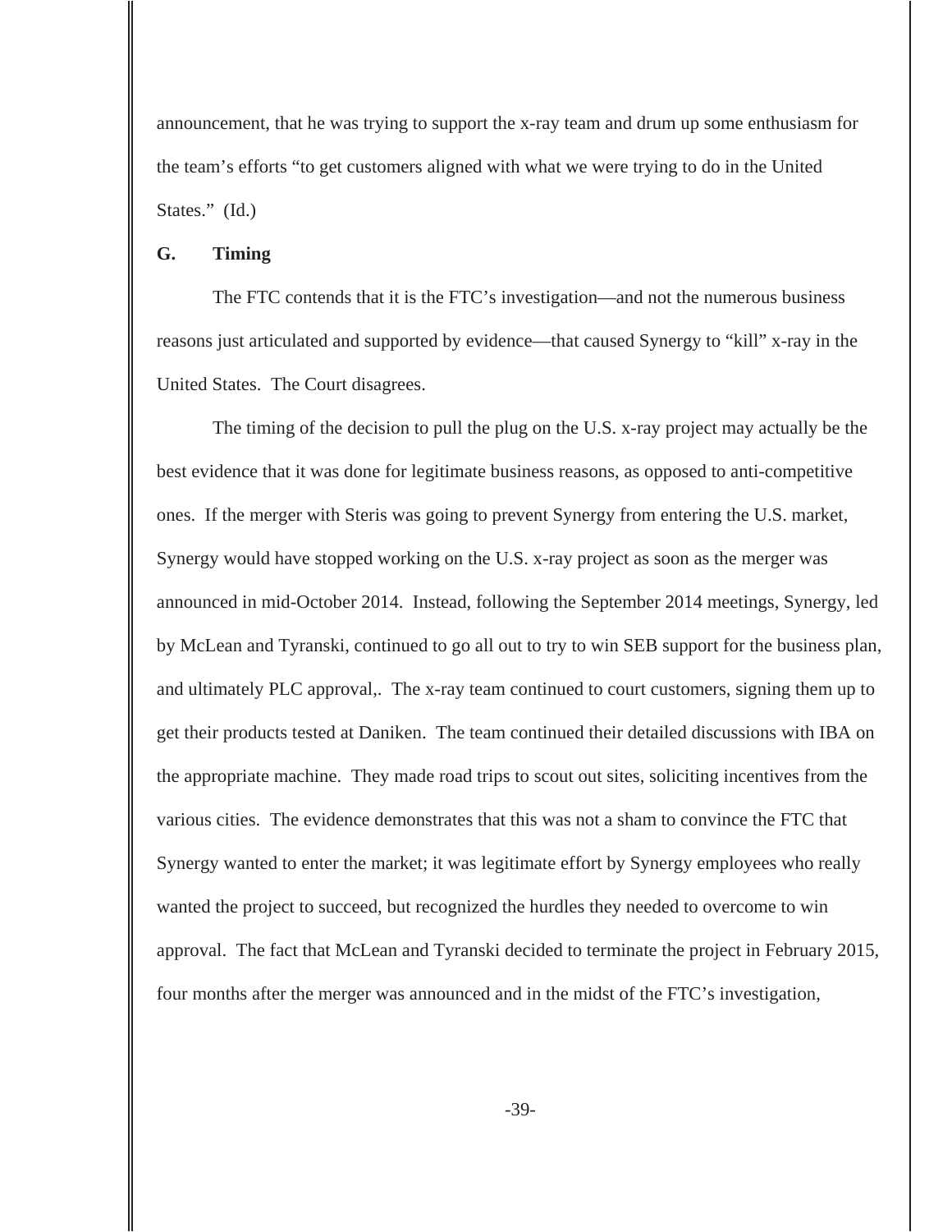announcement, that he was trying to support the x-ray team and drum up some enthusiasm for the team's efforts "to get customers aligned with what we were trying to do in the United States." (Id.)

**G. Timing**

The FTC contends that it is the FTC's investigation—and not the numerous business reasons just articulated and supported by evidence—that caused Synergy to "kill" x-ray in the United States. The Court disagrees.

The timing of the decision to pull the plug on the U.S. x-ray project may actually be the best evidence that it was done for legitimate business reasons, as opposed to anti-competitive ones. If the merger with Steris was going to prevent Synergy from entering the U.S. market, Synergy would have stopped working on the U.S. x-ray project as soon as the merger was announced in mid-October 2014. Instead, following the September 2014 meetings, Synergy, led by McLean and Tyranski, continued to go all out to try to win SEB support for the business plan, and ultimately PLC approval,. The x-ray team continued to court customers, signing them up to get their products tested at Daniken. The team continued their detailed discussions with IBA on the appropriate machine. They made road trips to scout out sites, soliciting incentives from the various cities. The evidence demonstrates that this was not a sham to convince the FTC that Synergy wanted to enter the market; it was legitimate effort by Synergy employees who really wanted the project to succeed, but recognized the hurdles they needed to overcome to win approval. The fact that McLean and Tyranski decided to terminate the project in February 2015, four months after the merger was announced and in the midst of the FTC's investigation,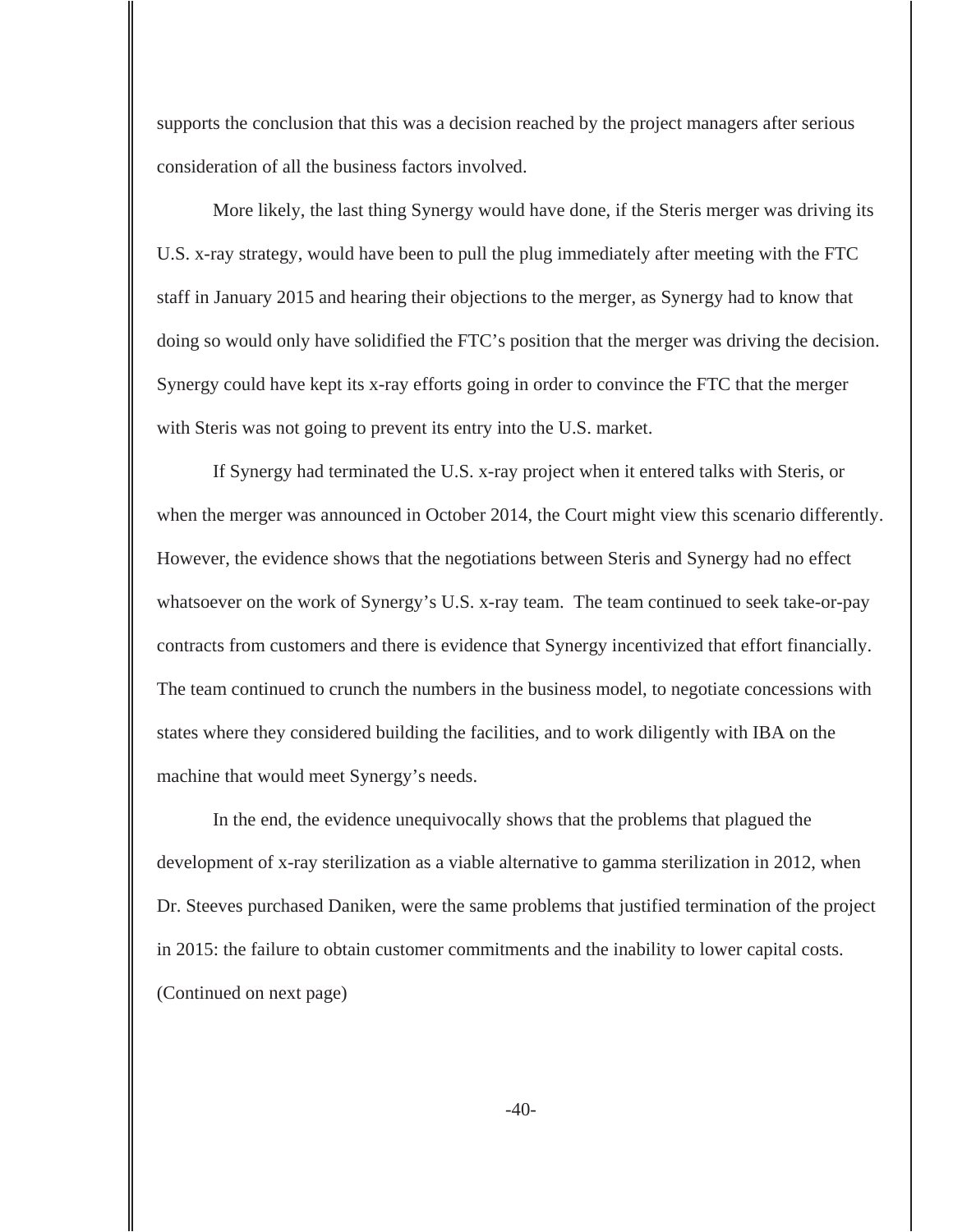supports the conclusion that this was a decision reached by the project managers after serious consideration of all the business factors involved.

More likely, the last thing Synergy would have done, if the Steris merger was driving its U.S. x-ray strategy, would have been to pull the plug immediately after meeting with the FTC staff in January 2015 and hearing their objections to the merger, as Synergy had to know that doing so would only have solidified the FTC's position that the merger was driving the decision. Synergy could have kept its x-ray efforts going in order to convince the FTC that the merger with Steris was not going to prevent its entry into the U.S. market.

If Synergy had terminated the U.S. x-ray project when it entered talks with Steris, or when the merger was announced in October 2014, the Court might view this scenario differently. However, the evidence shows that the negotiations between Steris and Synergy had no effect whatsoever on the work of Synergy's U.S. x-ray team. The team continued to seek take-or-pay contracts from customers and there is evidence that Synergy incentivized that effort financially. The team continued to crunch the numbers in the business model, to negotiate concessions with states where they considered building the facilities, and to work diligently with IBA on the machine that would meet Synergy's needs.

In the end, the evidence unequivocally shows that the problems that plagued the development of x-ray sterilization as a viable alternative to gamma sterilization in 2012, when Dr. Steeves purchased Daniken, were the same problems that justified termination of the project in 2015: the failure to obtain customer commitments and the inability to lower capital costs.

(Continued on next page)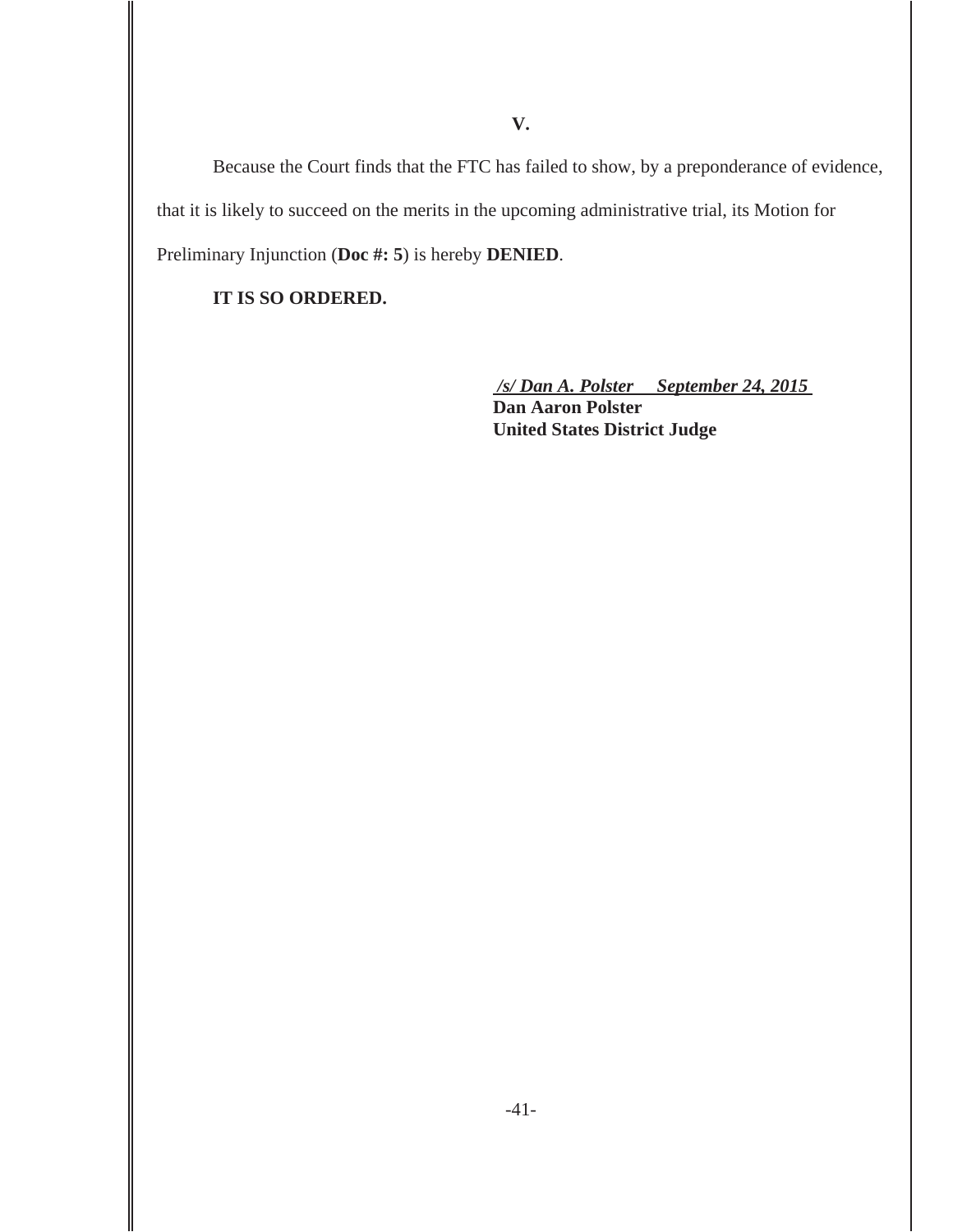## V.

Because the Court finds that the FTC has failed to show, by a preponderance of evidence, that it is likely to succeed on the merits in the upcoming administrative trial, its Motion for Preliminary Injunction (**Doc #: 5**) is hereby **DENIED**.

**IT IS SO ORDERED.**

***/s/ Dan A. Polster September 24, 2015***
**Dan Aaron Polster**
**United States District Judge**